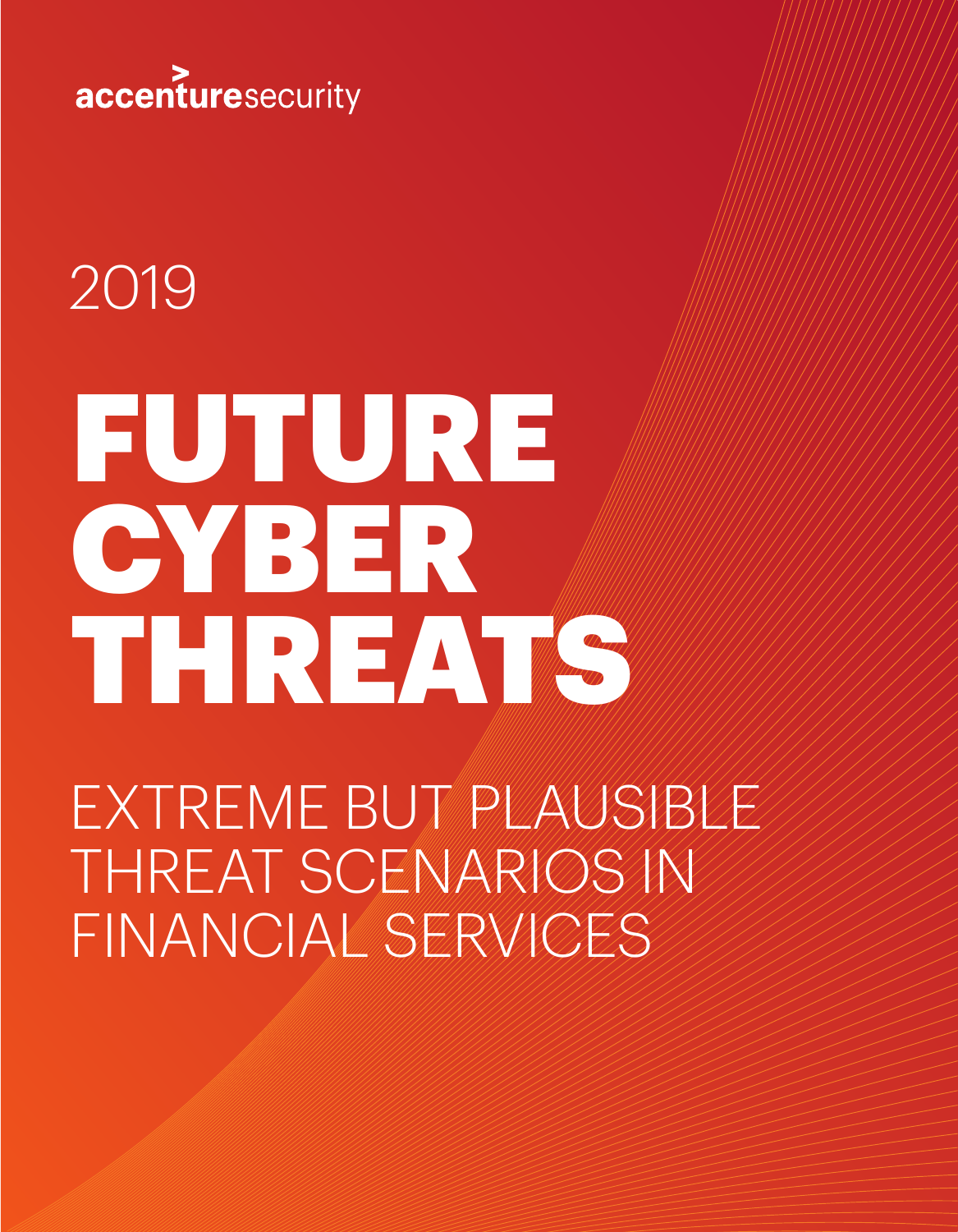accenturesecurity

2019

# FUTURE CYBER THREATS

## EXTREME BUT PLAUSIBLE THREAT SCENARIOS IN FINANCIAL SERVICES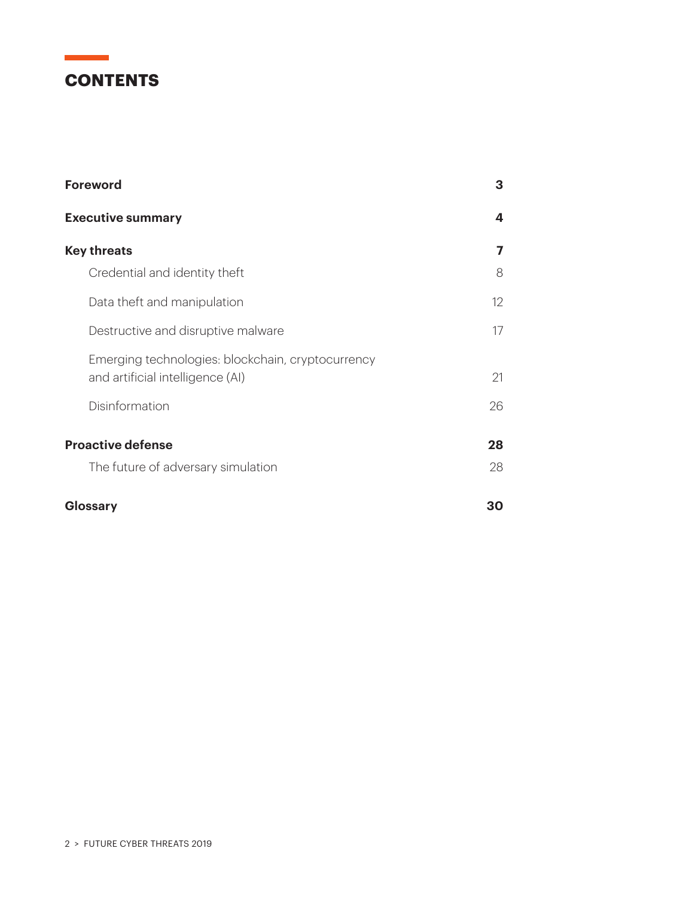# CONTENTS

| | |
|---|---|
| **Foreword** | **3** |
| **Executive summary** | **4** |
| **Key threats** | **7** |
| Credential and identity theft | 8 |
| Data theft and manipulation | 12 |
| Destructive and disruptive malware | 17 |
| Emerging technologies: blockchain, cryptocurrency and artificial intelligence (AI) | 21 |
| Disinformation | 26 |
| **Proactive defense** | **28** |
| The future of adversary simulation | 28 |
| **Glossary** | **30** |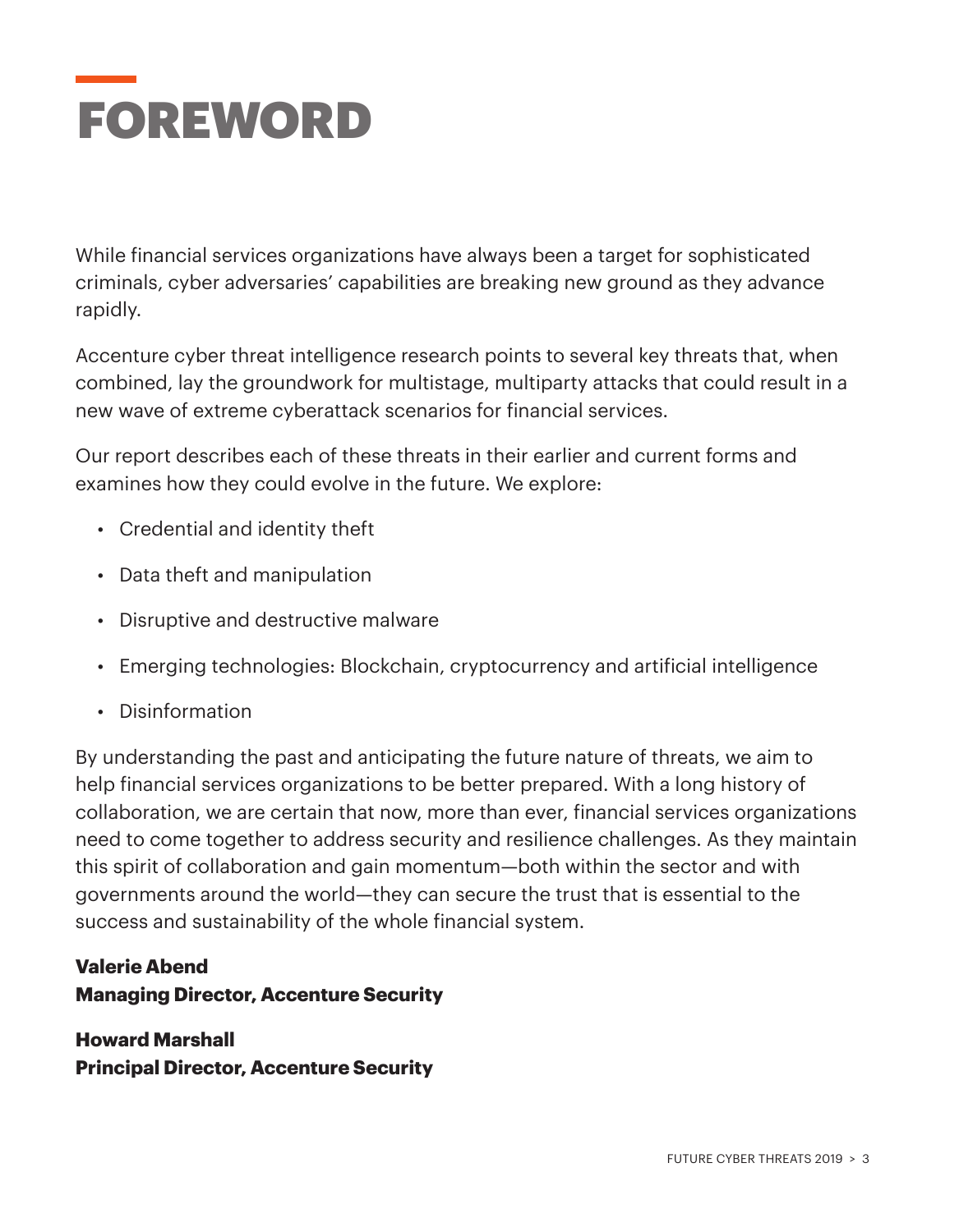# FOREWORD

While financial services organizations have always been a target for sophisticated criminals, cyber adversaries' capabilities are breaking new ground as they advance rapidly.

Accenture cyber threat intelligence research points to several key threats that, when combined, lay the groundwork for multistage, multiparty attacks that could result in a new wave of extreme cyberattack scenarios for financial services.

Our report describes each of these threats in their earlier and current forms and examines how they could evolve in the future. We explore:

- Credential and identity theft
- Data theft and manipulation
- Disruptive and destructive malware
- Emerging technologies: Blockchain, cryptocurrency and artificial intelligence
- Disinformation

By understanding the past and anticipating the future nature of threats, we aim to help financial services organizations to be better prepared. With a long history of collaboration, we are certain that now, more than ever, financial services organizations need to come together to address security and resilience challenges. As they maintain this spirit of collaboration and gain momentum—both within the sector and with governments around the world—they can secure the trust that is essential to the success and sustainability of the whole financial system.

**Valerie Abend**
**Managing Director, Accenture Security**

**Howard Marshall**
**Principal Director, Accenture Security**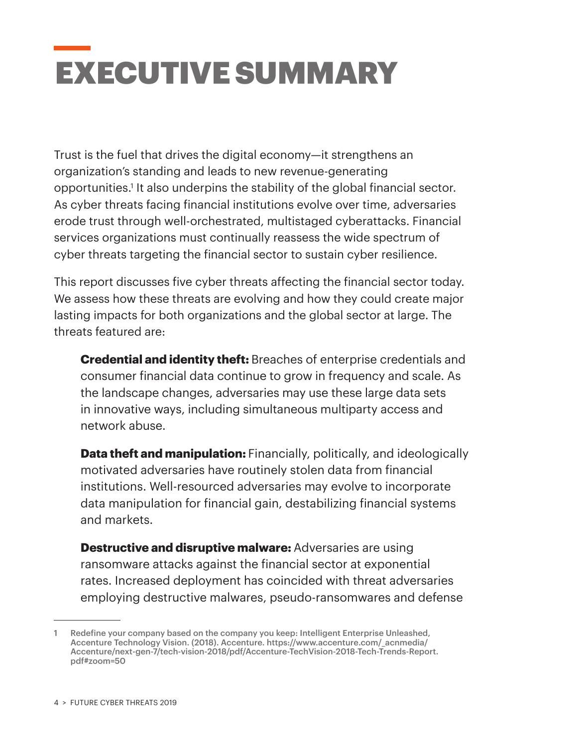# EXECUTIVE SUMMARY

Trust is the fuel that drives the digital economy—it strengthens an organization's standing and leads to new revenue-generating opportunities.[1] It also underpins the stability of the global financial sector. As cyber threats facing financial institutions evolve over time, adversaries erode trust through well-orchestrated, multistaged cyberattacks. Financial services organizations must continually reassess the wide spectrum of cyber threats targeting the financial sector to sustain cyber resilience.

This report discusses five cyber threats affecting the financial sector today. We assess how these threats are evolving and how they could create major lasting impacts for both organizations and the global sector at large. The threats featured are:

**Credential and identity theft:** Breaches of enterprise credentials and consumer financial data continue to grow in frequency and scale. As the landscape changes, adversaries may use these large data sets in innovative ways, including simultaneous multiparty access and network abuse.

**Data theft and manipulation:** Financially, politically, and ideologically motivated adversaries have routinely stolen data from financial institutions. Well-resourced adversaries may evolve to incorporate data manipulation for financial gain, destabilizing financial systems and markets.

**Destructive and disruptive malware:** Adversaries are using ransomware attacks against the financial sector at exponential rates. Increased deployment has coincided with threat adversaries employing destructive malwares, pseudo-ransomwares and defense

1 Redefine your company based on the company you keep: Intelligent Enterprise Unleashed, Accenture Technology Vision. (2018). Accenture. https://www.accenture.com/_acnmedia/Accenture/next-gen-7/tech-vision-2018/pdf/Accenture-TechVision-2018-Tech-Trends-Report.pdf#zoom=50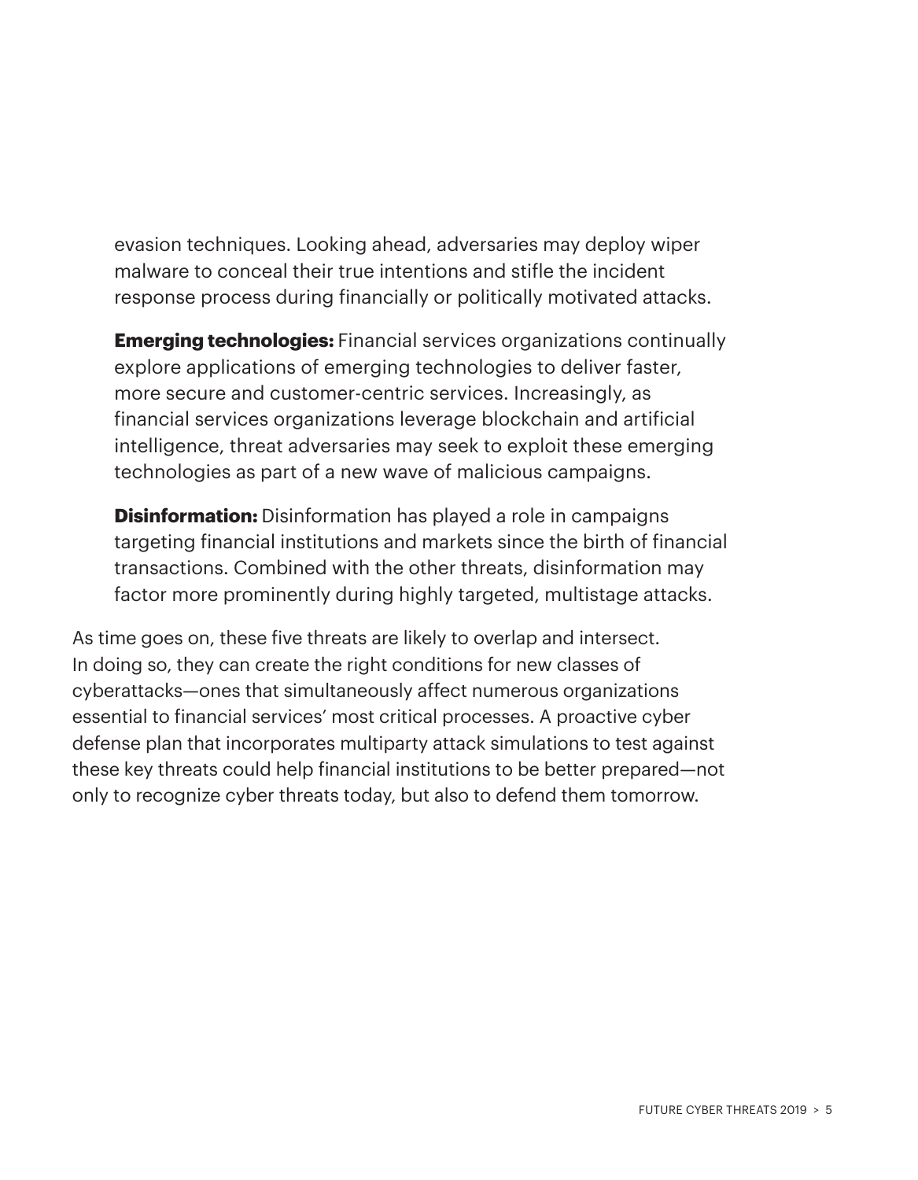evasion techniques. Looking ahead, adversaries may deploy wiper malware to conceal their true intentions and stifle the incident response process during financially or politically motivated attacks.

**Emerging technologies:** Financial services organizations continually explore applications of emerging technologies to deliver faster, more secure and customer-centric services. Increasingly, as financial services organizations leverage blockchain and artificial intelligence, threat adversaries may seek to exploit these emerging technologies as part of a new wave of malicious campaigns.

**Disinformation:** Disinformation has played a role in campaigns targeting financial institutions and markets since the birth of financial transactions. Combined with the other threats, disinformation may factor more prominently during highly targeted, multistage attacks.

As time goes on, these five threats are likely to overlap and intersect. In doing so, they can create the right conditions for new classes of cyberattacks—ones that simultaneously affect numerous organizations essential to financial services' most critical processes. A proactive cyber defense plan that incorporates multiparty attack simulations to test against these key threats could help financial institutions to be better prepared—not only to recognize cyber threats today, but also to defend them tomorrow.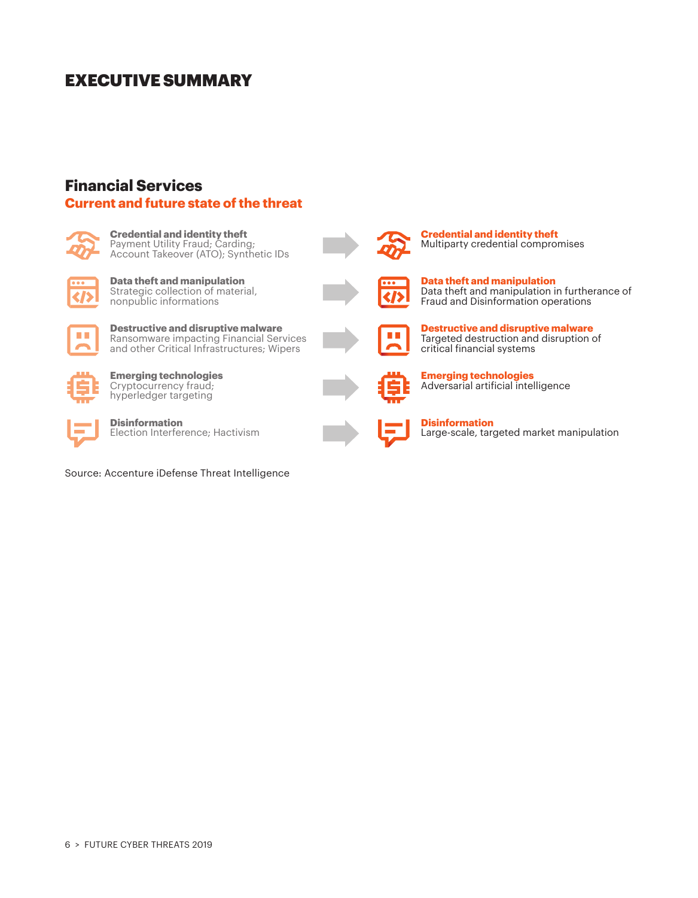# EXECUTIVE SUMMARY

## Financial Services

### Current and future state of the threat

| Current state | | Future state |
|---|---|---|
| **Credential and identity theft**<br>Payment Utility Fraud; Carding; Account Takeover (ATO); Synthetic IDs | → | **Credential and identity theft**<br>Multiparty credential compromises |
| **Data theft and manipulation**<br>Strategic collection of material, nonpublic informations | → | **Data theft and manipulation**<br>Data theft and manipulation in furtherance of Fraud and Disinformation operations |
| **Destructive and disruptive malware**<br>Ransomware impacting Financial Services and other Critical Infrastructures; Wipers | → | **Destructive and disruptive malware**<br>Targeted destruction and disruption of critical financial systems |
| **Emerging technologies**<br>Cryptocurrency fraud; hyperledger targeting | → | **Emerging technologies**<br>Adversarial artificial intelligence |
| **Disinformation**<br>Election Interference; Hactivism | → | **Disinformation**<br>Large-scale, targeted market manipulation |

Source: Accenture iDefense Threat Intelligence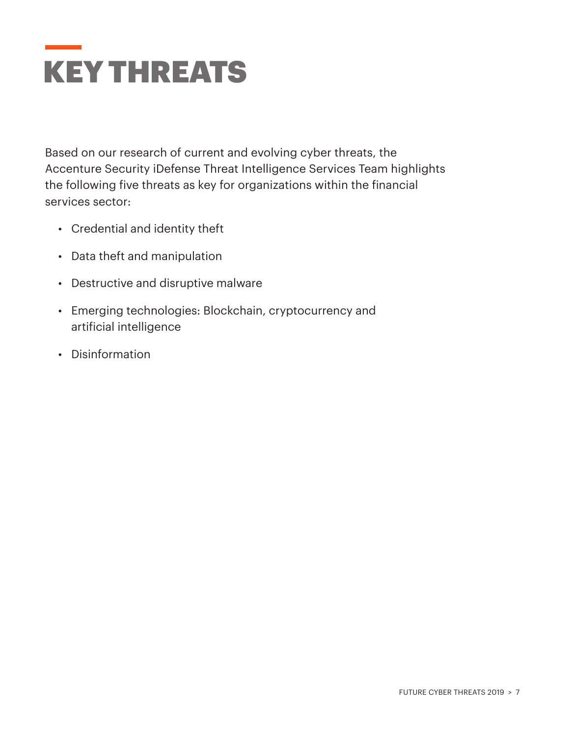# KEY THREATS

Based on our research of current and evolving cyber threats, the Accenture Security iDefense Threat Intelligence Services Team highlights the following five threats as key for organizations within the financial services sector:

- Credential and identity theft
- Data theft and manipulation
- Destructive and disruptive malware
- Emerging technologies: Blockchain, cryptocurrency and artificial intelligence
- Disinformation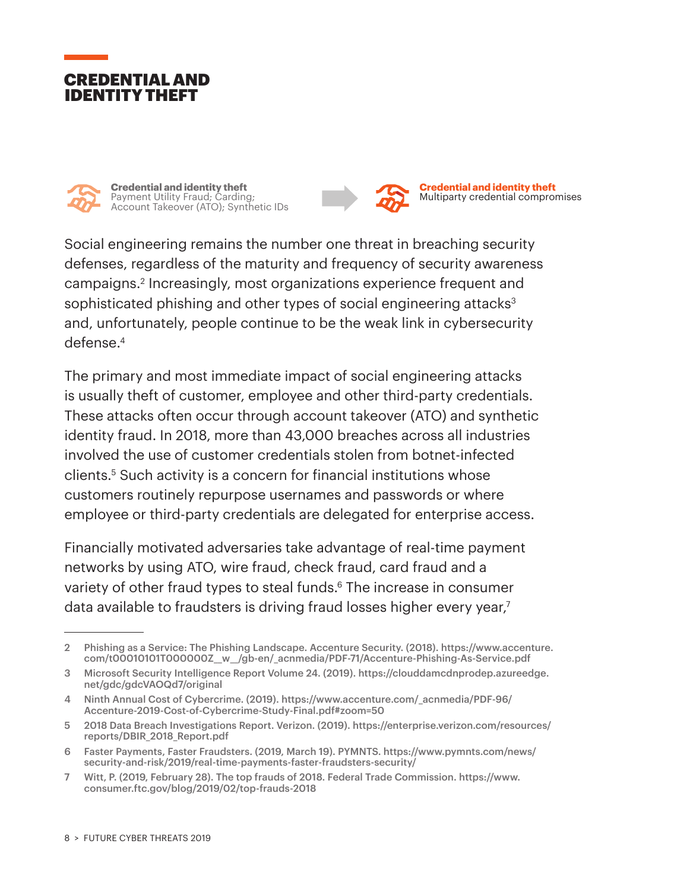# CREDENTIAL AND IDENTITY THEFT

**Credential and identity theft**
Payment Utility Fraud; Carding; Account Takeover (ATO); Synthetic IDs

**Credential and identity theft**
Multiparty credential compromises

Social engineering remains the number one threat in breaching security defenses, regardless of the maturity and frequency of security awareness campaigns.[2] Increasingly, most organizations experience frequent and sophisticated phishing and other types of social engineering attacks[3] and, unfortunately, people continue to be the weak link in cybersecurity defense.[4]

The primary and most immediate impact of social engineering attacks is usually theft of customer, employee and other third-party credentials. These attacks often occur through account takeover (ATO) and synthetic identity fraud. In 2018, more than 43,000 breaches across all industries involved the use of customer credentials stolen from botnet-infected clients.[5] Such activity is a concern for financial institutions whose customers routinely repurpose usernames and passwords or where employee or third-party credentials are delegated for enterprise access.

Financially motivated adversaries take advantage of real-time payment networks by using ATO, wire fraud, check fraud, card fraud and a variety of other fraud types to steal funds.[6] The increase in consumer data available to fraudsters is driving fraud losses higher every year,[7]

---

2 Phishing as a Service: The Phishing Landscape. Accenture Security. (2018). https://www.accenture.com/t00010101T000000Z__w__/gb-en/_acnmedia/PDF-71/Accenture-Phishing-As-Service.pdf

3 Microsoft Security Intelligence Report Volume 24. (2019). https://clouddamcdnprodep.azureedge.net/gdc/gdcVAOQd7/original

4 Ninth Annual Cost of Cybercrime. (2019). https://www.accenture.com/_acnmedia/PDF-96/Accenture-2019-Cost-of-Cybercrime-Study-Final.pdf#zoom=50

5 2018 Data Breach Investigations Report. Verizon. (2019). https://enterprise.verizon.com/resources/reports/DBIR_2018_Report.pdf

6 Faster Payments, Faster Fraudsters. (2019, March 19). PYMNTS. https://www.pymnts.com/news/security-and-risk/2019/real-time-payments-faster-fraudsters-security/

7 Witt, P. (2019, February 28). The top frauds of 2018. Federal Trade Commission. https://www.consumer.ftc.gov/blog/2019/02/top-frauds-2018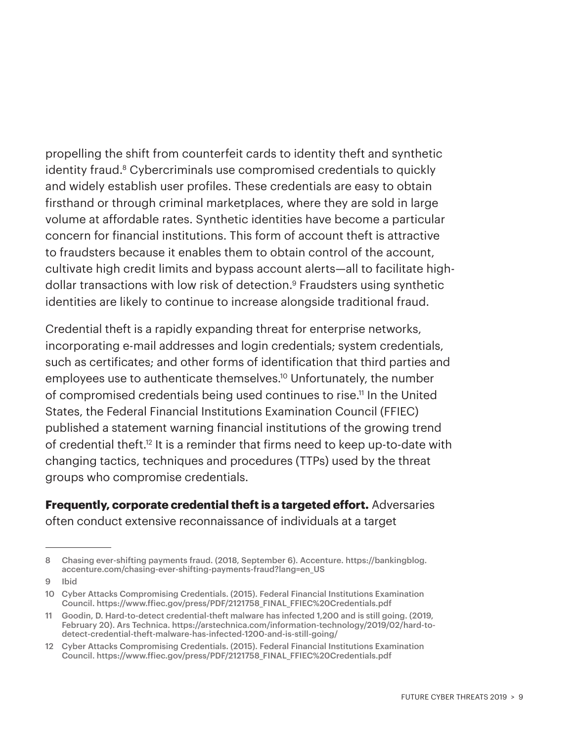propelling the shift from counterfeit cards to identity theft and synthetic identity fraud.[8] Cybercriminals use compromised credentials to quickly and widely establish user profiles. These credentials are easy to obtain firsthand or through criminal marketplaces, where they are sold in large volume at affordable rates. Synthetic identities have become a particular concern for financial institutions. This form of account theft is attractive to fraudsters because it enables them to obtain control of the account, cultivate high credit limits and bypass account alerts—all to facilitate high-dollar transactions with low risk of detection.[9] Fraudsters using synthetic identities are likely to continue to increase alongside traditional fraud.

Credential theft is a rapidly expanding threat for enterprise networks, incorporating e-mail addresses and login credentials; system credentials, such as certificates; and other forms of identification that third parties and employees use to authenticate themselves.[10] Unfortunately, the number of compromised credentials being used continues to rise.[11] In the United States, the Federal Financial Institutions Examination Council (FFIEC) published a statement warning financial institutions of the growing trend of credential theft.[12] It is a reminder that firms need to keep up-to-date with changing tactics, techniques and procedures (TTPs) used by the threat groups who compromise credentials.

**Frequently, corporate credential theft is a targeted effort.** Adversaries often conduct extensive reconnaissance of individuals at a target

---

8 Chasing ever-shifting payments fraud. (2018, September 6). Accenture. https://bankingblog.accenture.com/chasing-ever-shifting-payments-fraud?lang=en_US

9 Ibid

10 Cyber Attacks Compromising Credentials. (2015). Federal Financial Institutions Examination Council. https://www.ffiec.gov/press/PDF/2121758_FINAL_FFIEC%20Credentials.pdf

11 Goodin, D. Hard-to-detect credential-theft malware has infected 1,200 and is still going. (2019, February 20). Ars Technica. https://arstechnica.com/information-technology/2019/02/hard-to-detect-credential-theft-malware-has-infected-1200-and-is-still-going/

12 Cyber Attacks Compromising Credentials. (2015). Federal Financial Institutions Examination Council. https://www.ffiec.gov/press/PDF/2121758_FINAL_FFIEC%20Credentials.pdf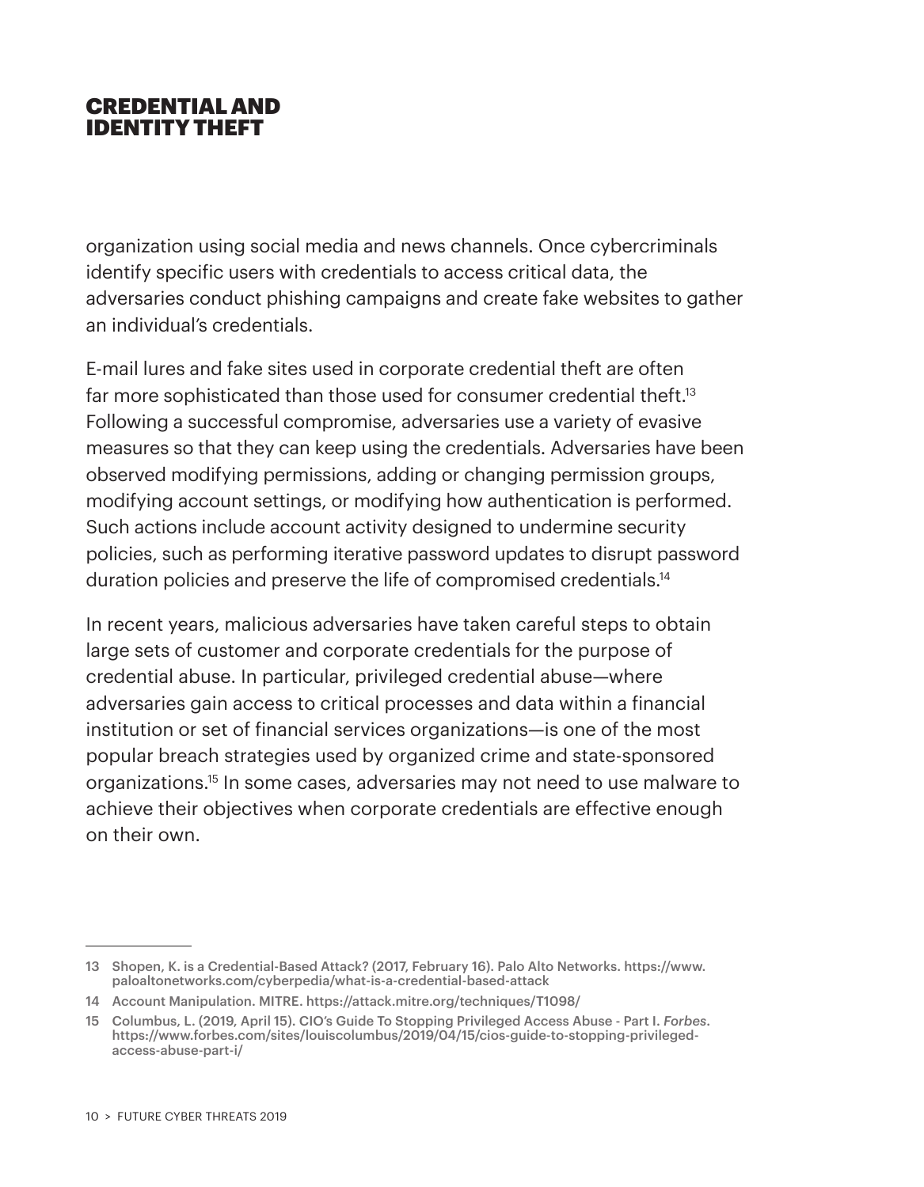## CREDENTIAL AND IDENTITY THEFT

organization using social media and news channels. Once cybercriminals identify specific users with credentials to access critical data, the adversaries conduct phishing campaigns and create fake websites to gather an individual's credentials.

E-mail lures and fake sites used in corporate credential theft are often far more sophisticated than those used for consumer credential theft.[13] Following a successful compromise, adversaries use a variety of evasive measures so that they can keep using the credentials. Adversaries have been observed modifying permissions, adding or changing permission groups, modifying account settings, or modifying how authentication is performed. Such actions include account activity designed to undermine security policies, such as performing iterative password updates to disrupt password duration policies and preserve the life of compromised credentials.[14]

In recent years, malicious adversaries have taken careful steps to obtain large sets of customer and corporate credentials for the purpose of credential abuse. In particular, privileged credential abuse—where adversaries gain access to critical processes and data within a financial institution or set of financial services organizations—is one of the most popular breach strategies used by organized crime and state-sponsored organizations.[15] In some cases, adversaries may not need to use malware to achieve their objectives when corporate credentials are effective enough on their own.

---

13 Shopen, K. is a Credential-Based Attack? (2017, February 16). Palo Alto Networks. https://www.paloaltonetworks.com/cyberpedia/what-is-a-credential-based-attack

14 Account Manipulation. MITRE. https://attack.mitre.org/techniques/T1098/

15 Columbus, L. (2019, April 15). CIO's Guide To Stopping Privileged Access Abuse - Part I. *Forbes*. https://www.forbes.com/sites/louiscolumbus/2019/04/15/cios-guide-to-stopping-privileged-access-abuse-part-i/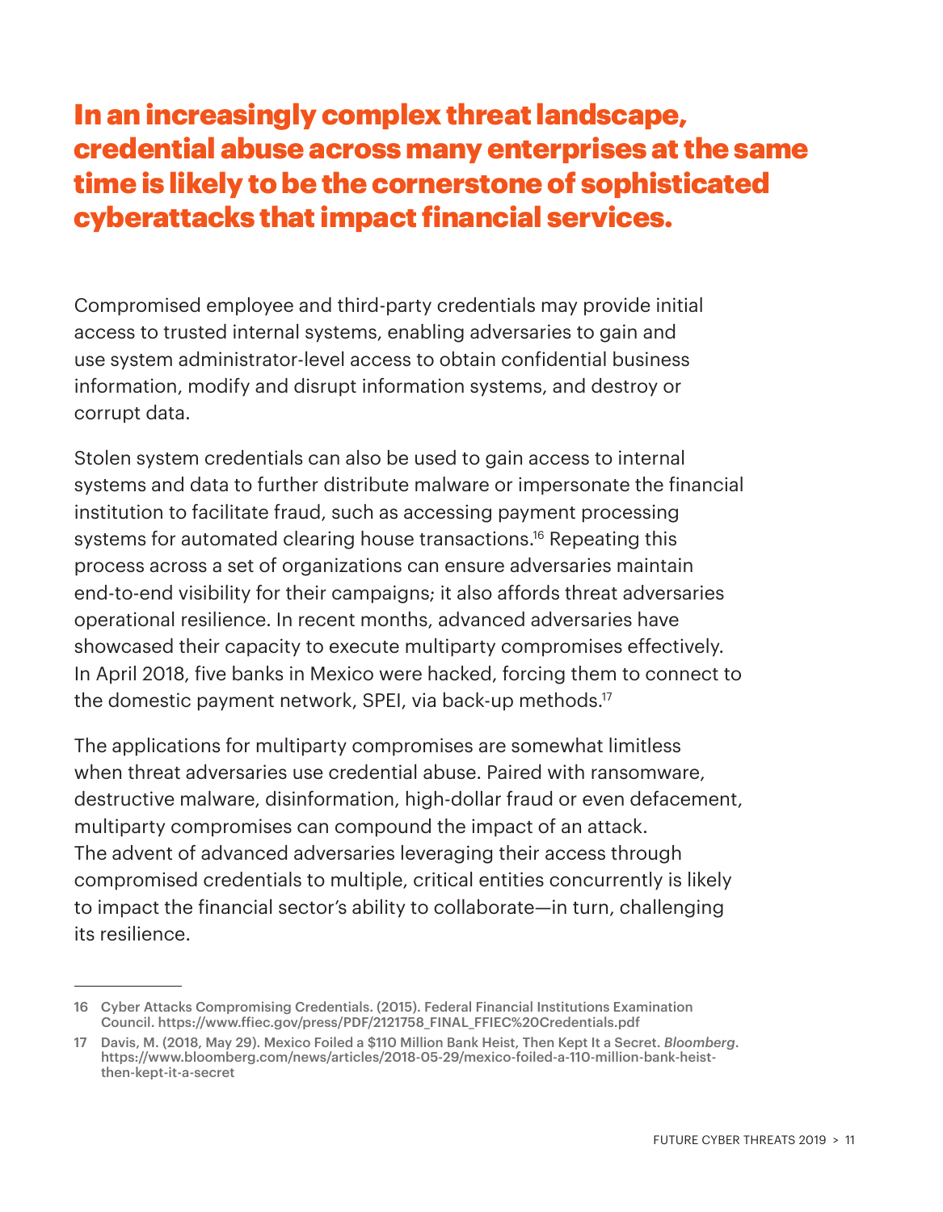## In an increasingly complex threat landscape, credential abuse across many enterprises at the same time is likely to be the cornerstone of sophisticated cyberattacks that impact financial services.

Compromised employee and third-party credentials may provide initial access to trusted internal systems, enabling adversaries to gain and use system administrator-level access to obtain confidential business information, modify and disrupt information systems, and destroy or corrupt data.

Stolen system credentials can also be used to gain access to internal systems and data to further distribute malware or impersonate the financial institution to facilitate fraud, such as accessing payment processing systems for automated clearing house transactions.[16] Repeating this process across a set of organizations can ensure adversaries maintain end-to-end visibility for their campaigns; it also affords threat adversaries operational resilience. In recent months, advanced adversaries have showcased their capacity to execute multiparty compromises effectively. In April 2018, five banks in Mexico were hacked, forcing them to connect to the domestic payment network, SPEI, via back-up methods.[17]

The applications for multiparty compromises are somewhat limitless when threat adversaries use credential abuse. Paired with ransomware, destructive malware, disinformation, high-dollar fraud or even defacement, multiparty compromises can compound the impact of an attack. The advent of advanced adversaries leveraging their access through compromised credentials to multiple, critical entities concurrently is likely to impact the financial sector's ability to collaborate—in turn, challenging its resilience.

---

16 Cyber Attacks Compromising Credentials. (2015). Federal Financial Institutions Examination Council. https://www.ffiec.gov/press/PDF/2121758_FINAL_FFIEC%20Credentials.pdf

17 Davis, M. (2018, May 29). Mexico Foiled a $110 Million Bank Heist, Then Kept It a Secret. *Bloomberg*. https://www.bloomberg.com/news/articles/2018-05-29/mexico-foiled-a-110-million-bank-heist-then-kept-it-a-secret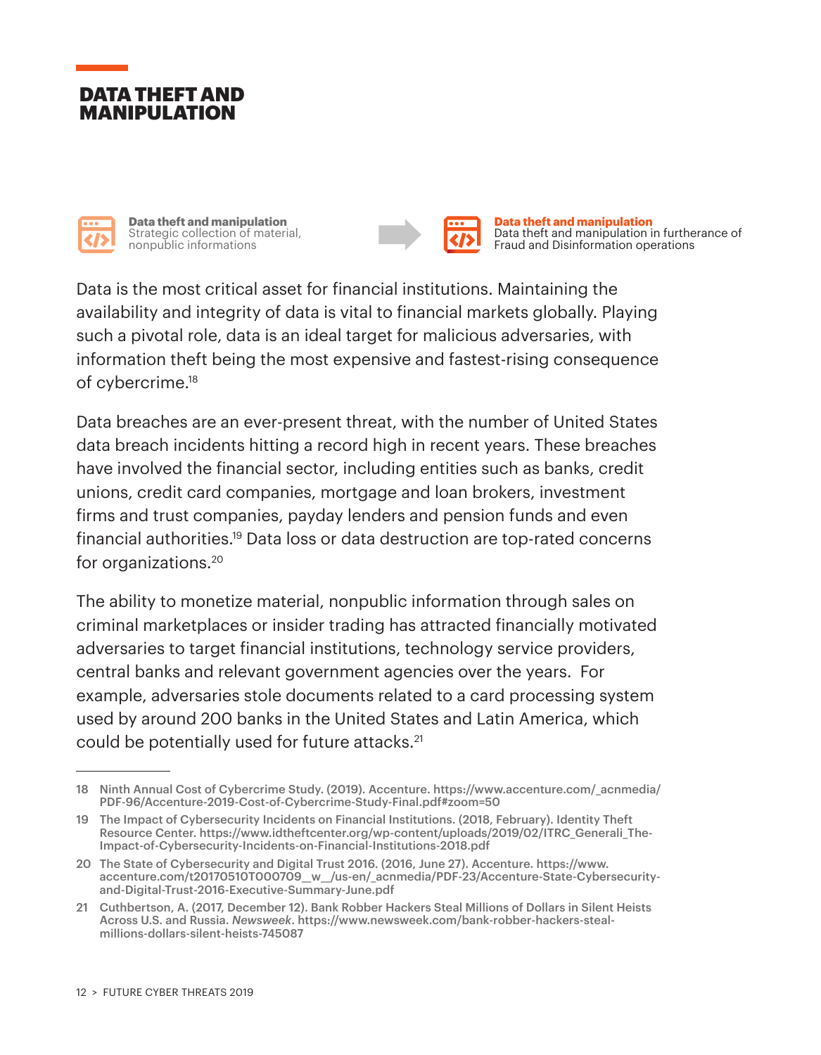# DATA THEFT AND MANIPULATION

**Data theft and manipulation**
Strategic collection of material, nonpublic informations

**Data theft and manipulation**
Data theft and manipulation in furtherance of Fraud and Disinformation operations

Data is the most critical asset for financial institutions. Maintaining the availability and integrity of data is vital to financial markets globally. Playing such a pivotal role, data is an ideal target for malicious adversaries, with information theft being the most expensive and fastest-rising consequence of cybercrime.[18]

Data breaches are an ever-present threat, with the number of United States data breach incidents hitting a record high in recent years. These breaches have involved the financial sector, including entities such as banks, credit unions, credit card companies, mortgage and loan brokers, investment firms and trust companies, payday lenders and pension funds and even financial authorities.[19] Data loss or data destruction are top-rated concerns for organizations.[20]

The ability to monetize material, nonpublic information through sales on criminal marketplaces or insider trading has attracted financially motivated adversaries to target financial institutions, technology service providers, central banks and relevant government agencies over the years. For example, adversaries stole documents related to a card processing system used by around 200 banks in the United States and Latin America, which could be potentially used for future attacks.[21]

---

18 Ninth Annual Cost of Cybercrime Study. (2019). Accenture. https://www.accenture.com/_acnmedia/PDF-96/Accenture-2019-Cost-of-Cybercrime-Study-Final.pdf#zoom=50

19 The Impact of Cybersecurity Incidents on Financial Institutions. (2018, February). Identity Theft Resource Center. https://www.idtheftcenter.org/wp-content/uploads/2019/02/ITRC_Generali_The-Impact-of-Cybersecurity-Incidents-on-Financial-Institutions-2018.pdf

20 The State of Cybersecurity and Digital Trust 2016. (2016, June 27). Accenture. https://www.accenture.com/t20170510T000709__w__/us-en/_acnmedia/PDF-23/Accenture-State-Cybersecurity-and-Digital-Trust-2016-Executive-Summary-June.pdf

21 Cuthbertson, A. (2017, December 12). Bank Robber Hackers Steal Millions of Dollars in Silent Heists Across U.S. and Russia. *Newsweek*. https://www.newsweek.com/bank-robber-hackers-steal-millions-dollars-silent-heists-745087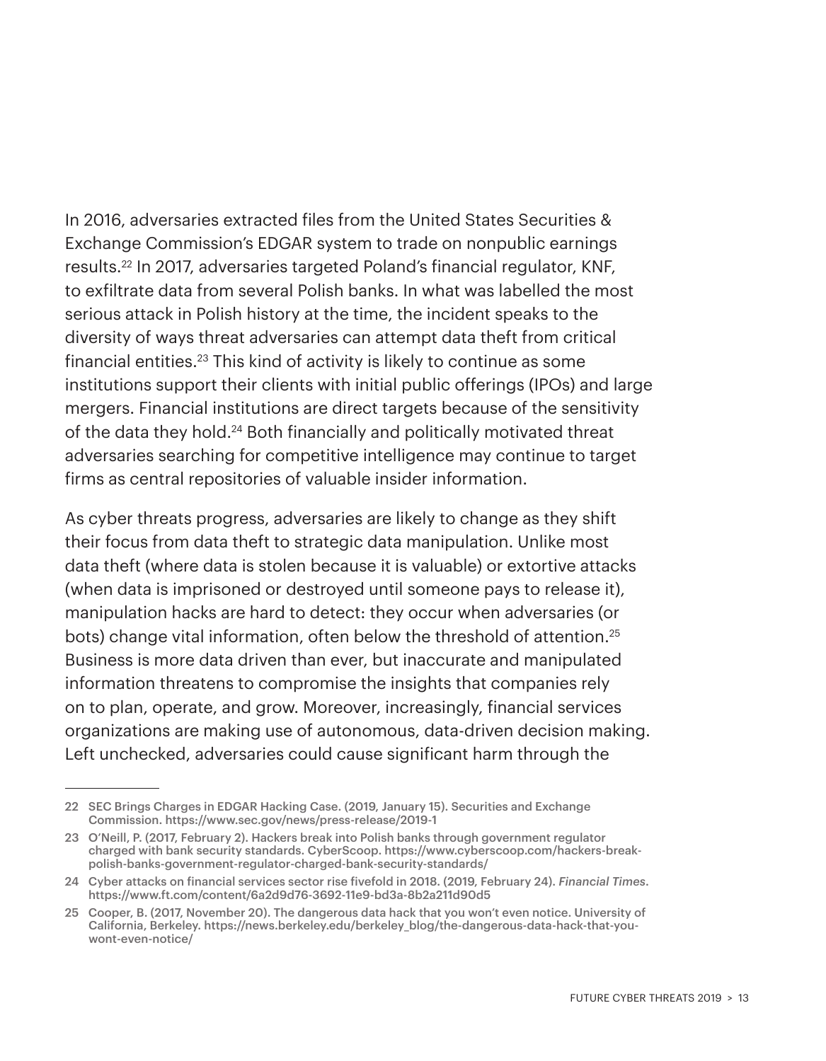In 2016, adversaries extracted files from the United States Securities & Exchange Commission's EDGAR system to trade on nonpublic earnings results.[22] In 2017, adversaries targeted Poland's financial regulator, KNF, to exfiltrate data from several Polish banks. In what was labelled the most serious attack in Polish history at the time, the incident speaks to the diversity of ways threat adversaries can attempt data theft from critical financial entities.[23] This kind of activity is likely to continue as some institutions support their clients with initial public offerings (IPOs) and large mergers. Financial institutions are direct targets because of the sensitivity of the data they hold.[24] Both financially and politically motivated threat adversaries searching for competitive intelligence may continue to target firms as central repositories of valuable insider information.

As cyber threats progress, adversaries are likely to change as they shift their focus from data theft to strategic data manipulation. Unlike most data theft (where data is stolen because it is valuable) or extortive attacks (when data is imprisoned or destroyed until someone pays to release it), manipulation hacks are hard to detect: they occur when adversaries (or bots) change vital information, often below the threshold of attention.[25] Business is more data driven than ever, but inaccurate and manipulated information threatens to compromise the insights that companies rely on to plan, operate, and grow. Moreover, increasingly, financial services organizations are making use of autonomous, data-driven decision making. Left unchecked, adversaries could cause significant harm through the

---

22 SEC Brings Charges in EDGAR Hacking Case. (2019, January 15). Securities and Exchange Commission. https://www.sec.gov/news/press-release/2019-1

23 O'Neill, P. (2017, February 2). Hackers break into Polish banks through government regulator charged with bank security standards. CyberScoop. https://www.cyberscoop.com/hackers-break-polish-banks-government-regulator-charged-bank-security-standards/

24 Cyber attacks on financial services sector rise fivefold in 2018. (2019, February 24). *Financial Times*. https://www.ft.com/content/6a2d9d76-3692-11e9-bd3a-8b2a211d90d5

25 Cooper, B. (2017, November 20). The dangerous data hack that you won't even notice. University of California, Berkeley. https://news.berkeley.edu/berkeley_blog/the-dangerous-data-hack-that-you-wont-even-notice/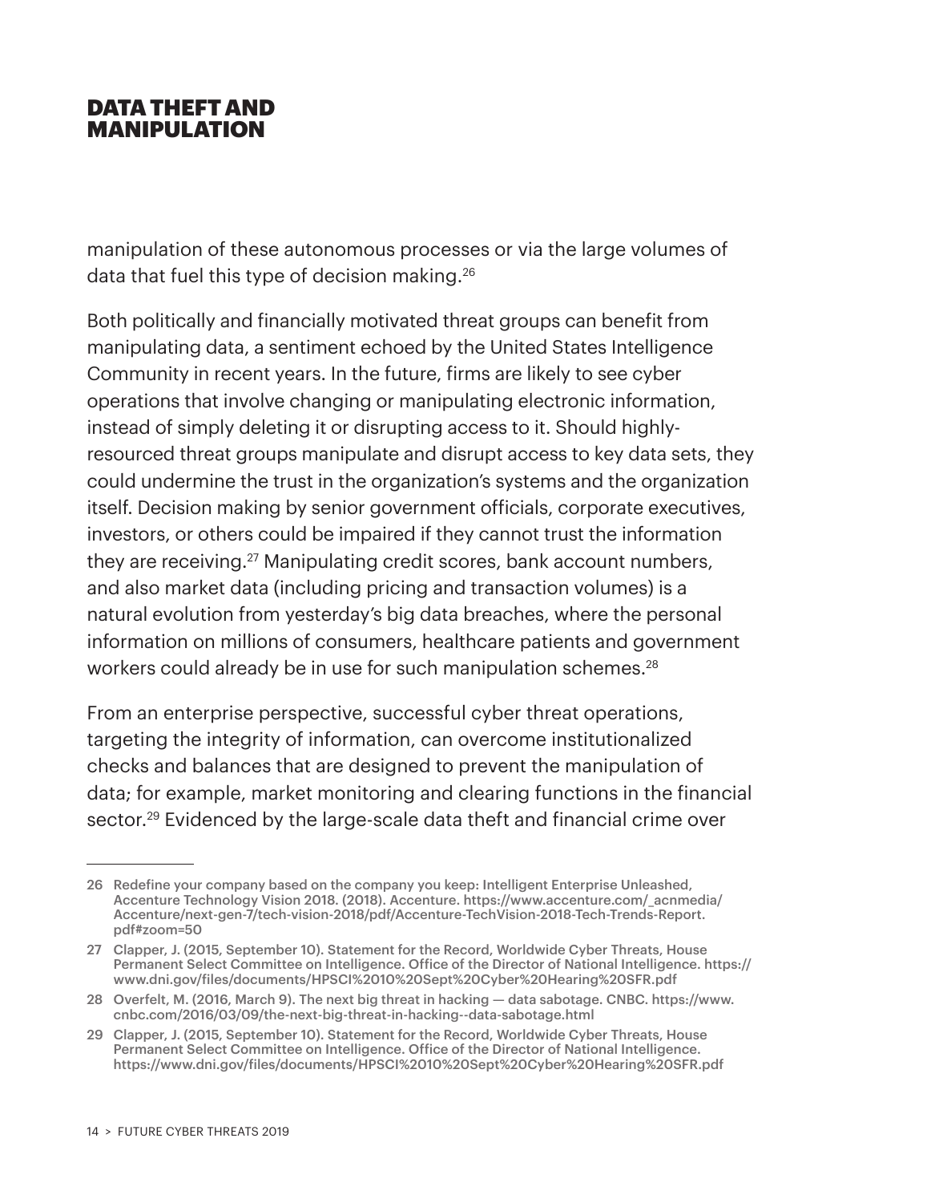## DATA THEFT AND MANIPULATION

manipulation of these autonomous processes or via the large volumes of data that fuel this type of decision making.[26]

Both politically and financially motivated threat groups can benefit from manipulating data, a sentiment echoed by the United States Intelligence Community in recent years. In the future, firms are likely to see cyber operations that involve changing or manipulating electronic information, instead of simply deleting it or disrupting access to it. Should highly-resourced threat groups manipulate and disrupt access to key data sets, they could undermine the trust in the organization's systems and the organization itself. Decision making by senior government officials, corporate executives, investors, or others could be impaired if they cannot trust the information they are receiving.[27] Manipulating credit scores, bank account numbers, and also market data (including pricing and transaction volumes) is a natural evolution from yesterday's big data breaches, where the personal information on millions of consumers, healthcare patients and government workers could already be in use for such manipulation schemes.[28]

From an enterprise perspective, successful cyber threat operations, targeting the integrity of information, can overcome institutionalized checks and balances that are designed to prevent the manipulation of data; for example, market monitoring and clearing functions in the financial sector.[29] Evidenced by the large-scale data theft and financial crime over

---

26 Redefine your company based on the company you keep: Intelligent Enterprise Unleashed, Accenture Technology Vision 2018. (2018). Accenture. https://www.accenture.com/_acnmedia/Accenture/next-gen-7/tech-vision-2018/pdf/Accenture-TechVision-2018-Tech-Trends-Report.pdf#zoom=50

27 Clapper, J. (2015, September 10). Statement for the Record, Worldwide Cyber Threats, House Permanent Select Committee on Intelligence. Office of the Director of National Intelligence. https://www.dni.gov/files/documents/HPSCI%2010%20Sept%20Cyber%20Hearing%20SFR.pdf

28 Overfelt, M. (2016, March 9). The next big threat in hacking — data sabotage. CNBC. https://www.cnbc.com/2016/03/09/the-next-big-threat-in-hacking--data-sabotage.html

29 Clapper, J. (2015, September 10). Statement for the Record, Worldwide Cyber Threats, House Permanent Select Committee on Intelligence. Office of the Director of National Intelligence. https://www.dni.gov/files/documents/HPSCI%2010%20Sept%20Cyber%20Hearing%20SFR.pdf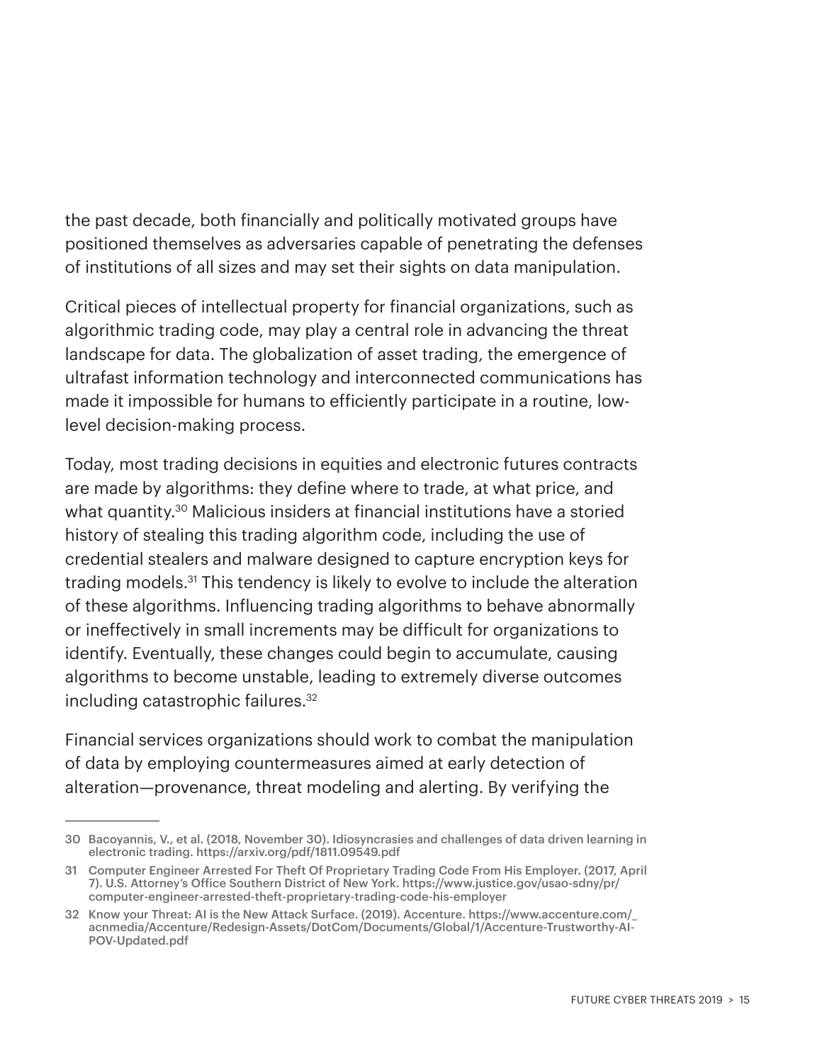the past decade, both financially and politically motivated groups have positioned themselves as adversaries capable of penetrating the defenses of institutions of all sizes and may set their sights on data manipulation.

Critical pieces of intellectual property for financial organizations, such as algorithmic trading code, may play a central role in advancing the threat landscape for data. The globalization of asset trading, the emergence of ultrafast information technology and interconnected communications has made it impossible for humans to efficiently participate in a routine, low-level decision-making process.

Today, most trading decisions in equities and electronic futures contracts are made by algorithms: they define where to trade, at what price, and what quantity.[30] Malicious insiders at financial institutions have a storied history of stealing this trading algorithm code, including the use of credential stealers and malware designed to capture encryption keys for trading models.[31] This tendency is likely to evolve to include the alteration of these algorithms. Influencing trading algorithms to behave abnormally or ineffectively in small increments may be difficult for organizations to identify. Eventually, these changes could begin to accumulate, causing algorithms to become unstable, leading to extremely diverse outcomes including catastrophic failures.[32]

Financial services organizations should work to combat the manipulation of data by employing countermeasures aimed at early detection of alteration—provenance, threat modeling and alerting. By verifying the

---

30 Bacoyannis, V., et al. (2018, November 30). Idiosyncrasies and challenges of data driven learning in electronic trading. https://arxiv.org/pdf/1811.09549.pdf

31 Computer Engineer Arrested For Theft Of Proprietary Trading Code From His Employer. (2017, April 7). U.S. Attorney's Office Southern District of New York. https://www.justice.gov/usao-sdny/pr/computer-engineer-arrested-theft-proprietary-trading-code-his-employer

32 Know your Threat: AI is the New Attack Surface. (2019). Accenture. https://www.accenture.com/_acnmedia/Accenture/Redesign-Assets/DotCom/Documents/Global/1/Accenture-Trustworthy-AI-POV-Updated.pdf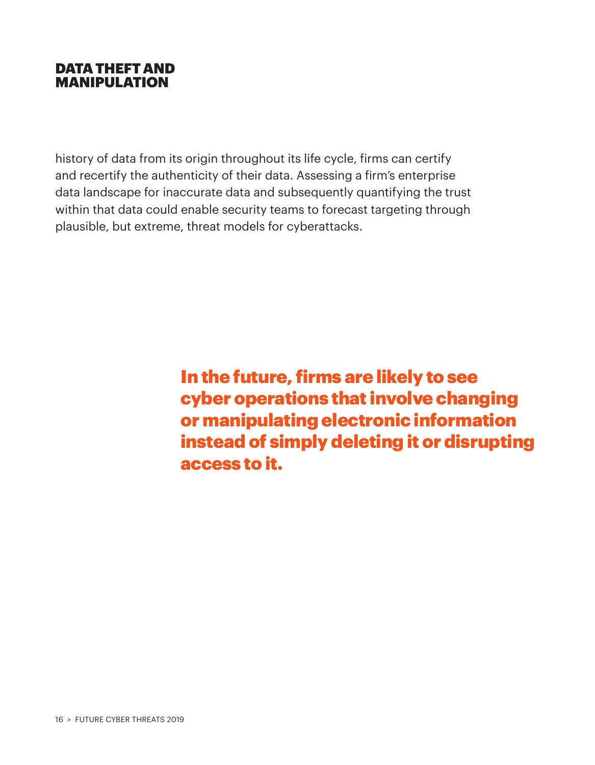## DATA THEFT AND MANIPULATION

history of data from its origin throughout its life cycle, firms can certify and recertify the authenticity of their data. Assessing a firm's enterprise data landscape for inaccurate data and subsequently quantifying the trust within that data could enable security teams to forecast targeting through plausible, but extreme, threat models for cyberattacks.

**In the future, firms are likely to see cyber operations that involve changing or manipulating electronic information instead of simply deleting it or disrupting access to it.**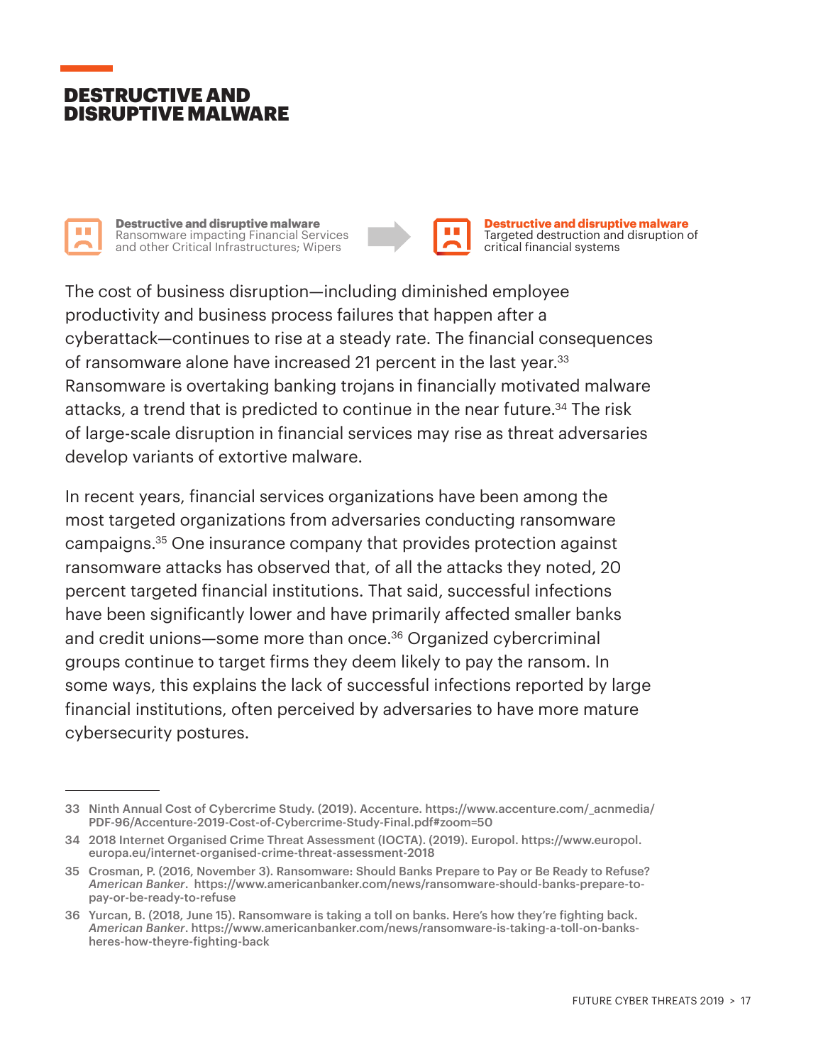# DESTRUCTIVE AND DISRUPTIVE MALWARE

**Destructive and disruptive malware**
Ransomware impacting Financial Services and other Critical Infrastructures; Wipers

→

**Destructive and disruptive malware**
Targeted destruction and disruption of critical financial systems

The cost of business disruption—including diminished employee productivity and business process failures that happen after a cyberattack—continues to rise at a steady rate. The financial consequences of ransomware alone have increased 21 percent in the last year.[33] Ransomware is overtaking banking trojans in financially motivated malware attacks, a trend that is predicted to continue in the near future.[34] The risk of large-scale disruption in financial services may rise as threat adversaries develop variants of extortive malware.

In recent years, financial services organizations have been among the most targeted organizations from adversaries conducting ransomware campaigns.[35] One insurance company that provides protection against ransomware attacks has observed that, of all the attacks they noted, 20 percent targeted financial institutions. That said, successful infections have been significantly lower and have primarily affected smaller banks and credit unions—some more than once.[36] Organized cybercriminal groups continue to target firms they deem likely to pay the ransom. In some ways, this explains the lack of successful infections reported by large financial institutions, often perceived by adversaries to have more mature cybersecurity postures.

---

33 Ninth Annual Cost of Cybercrime Study. (2019). Accenture. https://www.accenture.com/_acnmedia/PDF-96/Accenture-2019-Cost-of-Cybercrime-Study-Final.pdf#zoom=50

34 2018 Internet Organised Crime Threat Assessment (IOCTA). (2019). Europol. https://www.europol.europa.eu/internet-organised-crime-threat-assessment-2018

35 Crosman, P. (2016, November 3). Ransomware: Should Banks Prepare to Pay or Be Ready to Refuse? *American Banker*. https://www.americanbanker.com/news/ransomware-should-banks-prepare-to-pay-or-be-ready-to-refuse

36 Yurcan, B. (2018, June 15). Ransomware is taking a toll on banks. Here's how they're fighting back. *American Banker*. https://www.americanbanker.com/news/ransomware-is-taking-a-toll-on-banks-heres-how-theyre-fighting-back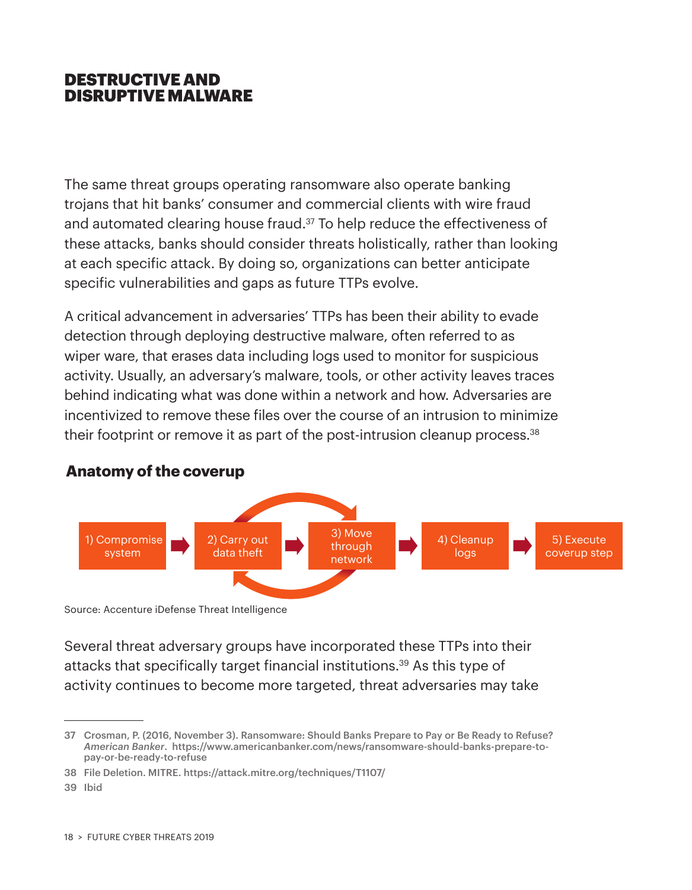# DESTRUCTIVE AND DISRUPTIVE MALWARE

The same threat groups operating ransomware also operate banking trojans that hit banks' consumer and commercial clients with wire fraud and automated clearing house fraud.[37] To help reduce the effectiveness of these attacks, banks should consider threats holistically, rather than looking at each specific attack. By doing so, organizations can better anticipate specific vulnerabilities and gaps as future TTPs evolve.

A critical advancement in adversaries' TTPs has been their ability to evade detection through deploying destructive malware, often referred to as wiper ware, that erases data including logs used to monitor for suspicious activity. Usually, an adversary's malware, tools, or other activity leaves traces behind indicating what was done within a network and how. Adversaries are incentivized to remove these files over the course of an intrusion to minimize their footprint or remove it as part of the post-intrusion cleanup process.[38]

**Anatomy of the coverup**

1) Compromise system → 2) Carry out data theft → 3) Move through network → 4) Cleanup logs → 5) Execute coverup step

Source: Accenture iDefense Threat Intelligence

Several threat adversary groups have incorporated these TTPs into their attacks that specifically target financial institutions.[39] As this type of activity continues to become more targeted, threat adversaries may take

37 Crosman, P. (2016, November 3). Ransomware: Should Banks Prepare to Pay or Be Ready to Refuse? *American Banker*. https://www.americanbanker.com/news/ransomware-should-banks-prepare-to-pay-or-be-ready-to-refuse

38 File Deletion. MITRE. https://attack.mitre.org/techniques/T1107/

39 Ibid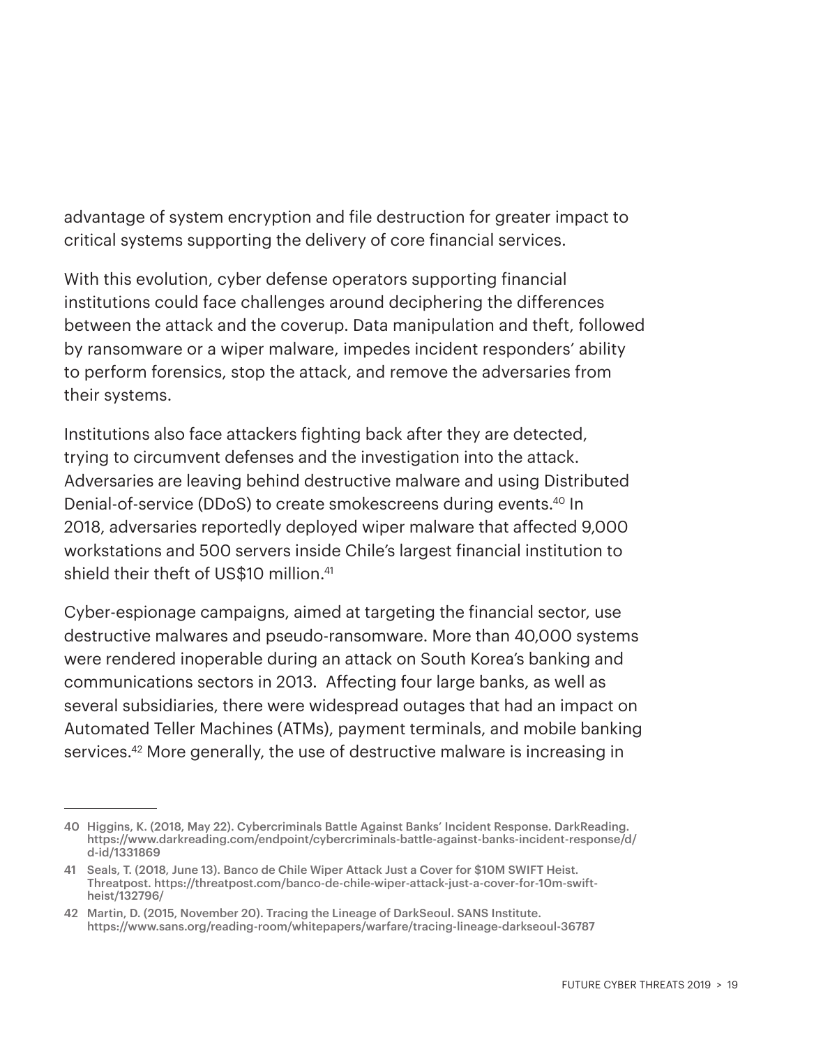advantage of system encryption and file destruction for greater impact to critical systems supporting the delivery of core financial services.

With this evolution, cyber defense operators supporting financial institutions could face challenges around deciphering the differences between the attack and the coverup. Data manipulation and theft, followed by ransomware or a wiper malware, impedes incident responders' ability to perform forensics, stop the attack, and remove the adversaries from their systems.

Institutions also face attackers fighting back after they are detected, trying to circumvent defenses and the investigation into the attack. Adversaries are leaving behind destructive malware and using Distributed Denial-of-service (DDoS) to create smokescreens during events.[40] In 2018, adversaries reportedly deployed wiper malware that affected 9,000 workstations and 500 servers inside Chile's largest financial institution to shield their theft of US$10 million.[41]

Cyber-espionage campaigns, aimed at targeting the financial sector, use destructive malwares and pseudo-ransomware. More than 40,000 systems were rendered inoperable during an attack on South Korea's banking and communications sectors in 2013. Affecting four large banks, as well as several subsidiaries, there were widespread outages that had an impact on Automated Teller Machines (ATMs), payment terminals, and mobile banking services.[42] More generally, the use of destructive malware is increasing in

---

40 Higgins, K. (2018, May 22). Cybercriminals Battle Against Banks' Incident Response. DarkReading. https://www.darkreading.com/endpoint/cybercriminals-battle-against-banks-incident-response/d/d-id/1331869

41 Seals, T. (2018, June 13). Banco de Chile Wiper Attack Just a Cover for $10M SWIFT Heist. Threatpost. https://threatpost.com/banco-de-chile-wiper-attack-just-a-cover-for-10m-swift-heist/132796/

42 Martin, D. (2015, November 20). Tracing the Lineage of DarkSeoul. SANS Institute. https://www.sans.org/reading-room/whitepapers/warfare/tracing-lineage-darkseoul-36787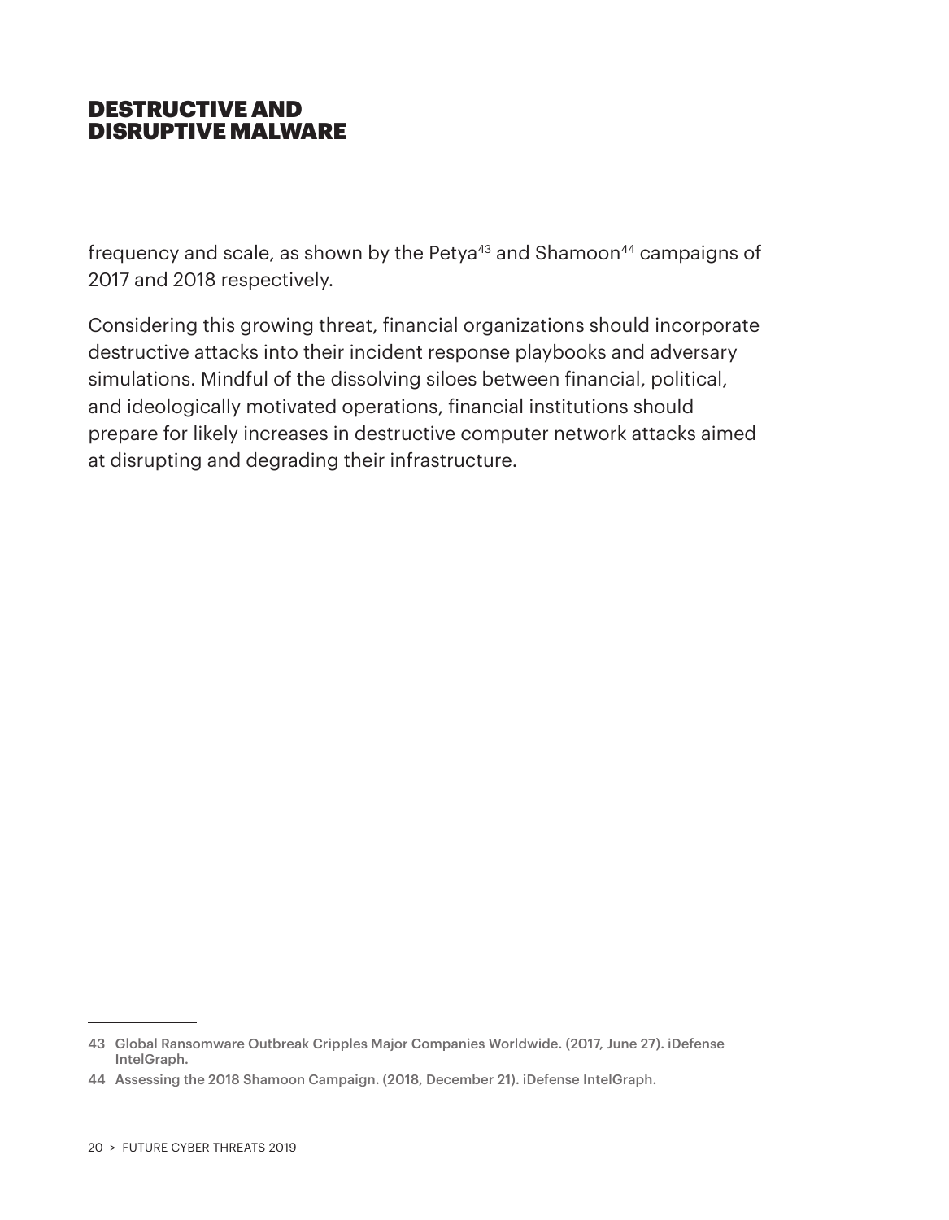## DESTRUCTIVE AND DISRUPTIVE MALWARE

frequency and scale, as shown by the Petya[43] and Shamoon[44] campaigns of 2017 and 2018 respectively.

Considering this growing threat, financial organizations should incorporate destructive attacks into their incident response playbooks and adversary simulations. Mindful of the dissolving siloes between financial, political, and ideologically motivated operations, financial institutions should prepare for likely increases in destructive computer network attacks aimed at disrupting and degrading their infrastructure.

---

43 Global Ransomware Outbreak Cripples Major Companies Worldwide. (2017, June 27). iDefense IntelGraph.

44 Assessing the 2018 Shamoon Campaign. (2018, December 21). iDefense IntelGraph.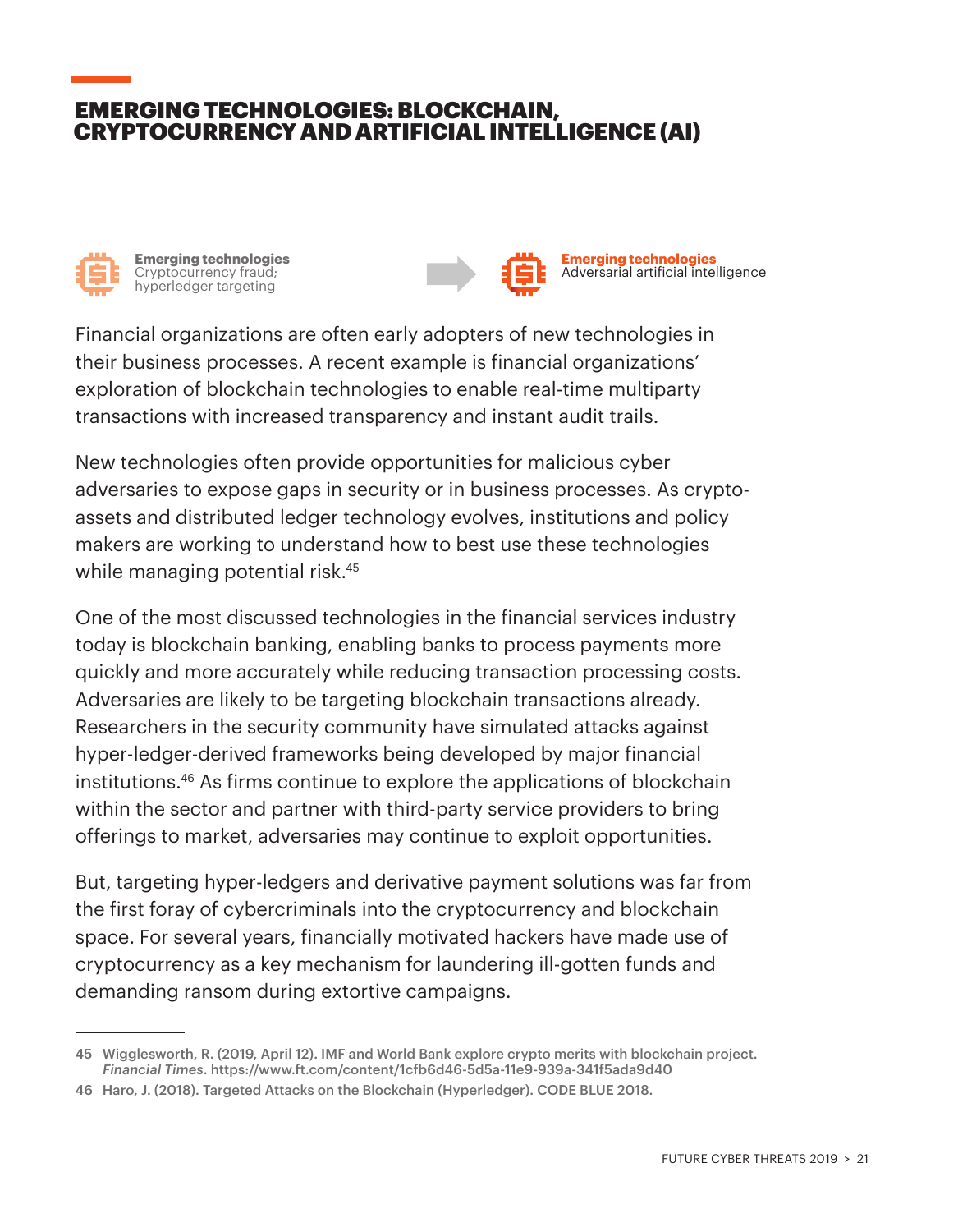# EMERGING TECHNOLOGIES: BLOCKCHAIN, CRYPTOCURRENCY AND ARTIFICIAL INTELLIGENCE (AI)

**Emerging technologies**
Cryptocurrency fraud; hyperledger targeting

**Emerging technologies**
Adversarial artificial intelligence

Financial organizations are often early adopters of new technologies in their business processes. A recent example is financial organizations' exploration of blockchain technologies to enable real-time multiparty transactions with increased transparency and instant audit trails.

New technologies often provide opportunities for malicious cyber adversaries to expose gaps in security or in business processes. As crypto-assets and distributed ledger technology evolves, institutions and policy makers are working to understand how to best use these technologies while managing potential risk.[45]

One of the most discussed technologies in the financial services industry today is blockchain banking, enabling banks to process payments more quickly and more accurately while reducing transaction processing costs. Adversaries are likely to be targeting blockchain transactions already. Researchers in the security community have simulated attacks against hyper-ledger-derived frameworks being developed by major financial institutions.[46] As firms continue to explore the applications of blockchain within the sector and partner with third-party service providers to bring offerings to market, adversaries may continue to exploit opportunities.

But, targeting hyper-ledgers and derivative payment solutions was far from the first foray of cybercriminals into the cryptocurrency and blockchain space. For several years, financially motivated hackers have made use of cryptocurrency as a key mechanism for laundering ill-gotten funds and demanding ransom during extortive campaigns.

---

45 Wigglesworth, R. (2019, April 12). IMF and World Bank explore crypto merits with blockchain project. *Financial Times*. https://www.ft.com/content/1cfb6d46-5d5a-11e9-939a-341f5ada9d40

46 Haro, J. (2018). Targeted Attacks on the Blockchain (Hyperledger). CODE BLUE 2018.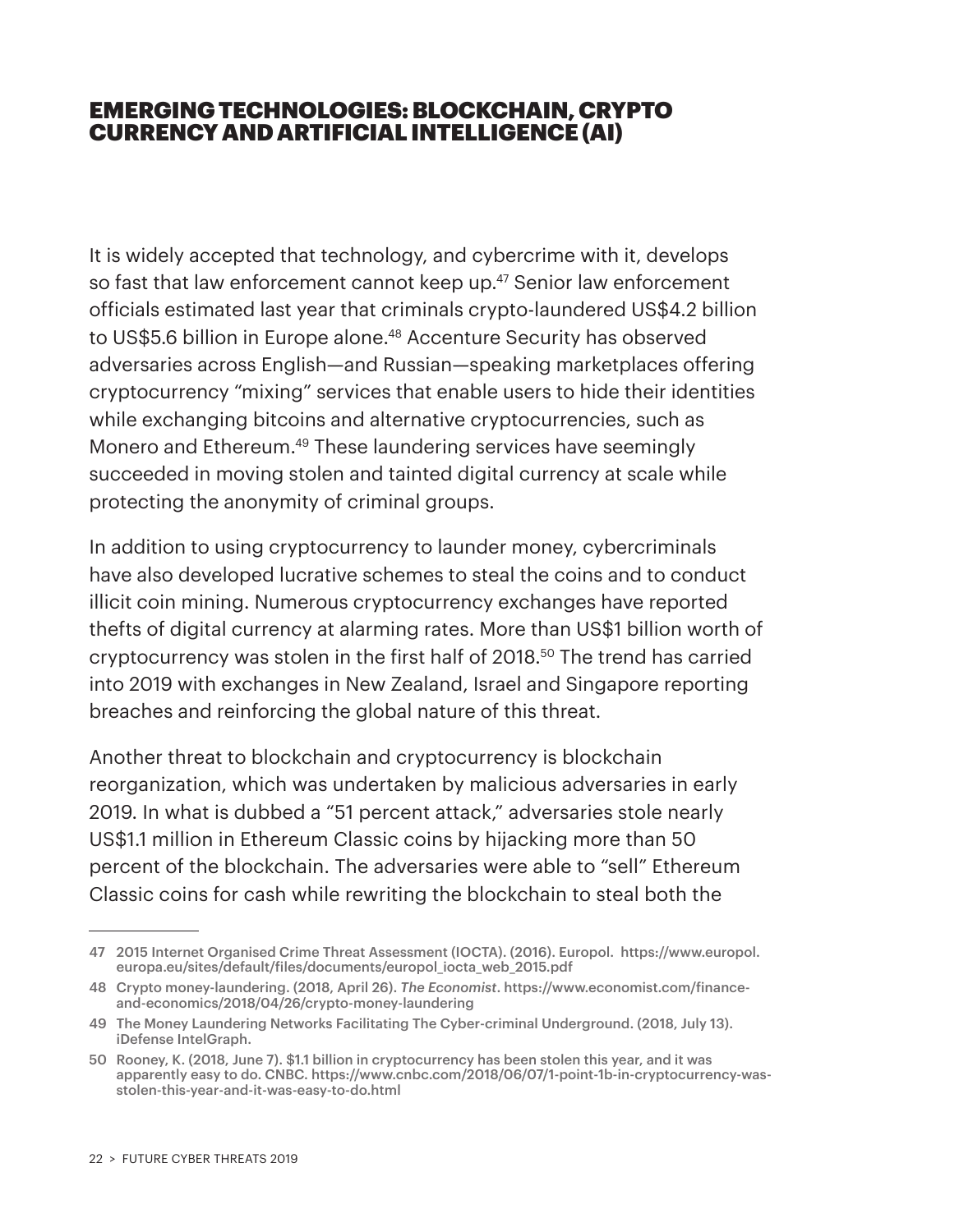## EMERGING TECHNOLOGIES: BLOCKCHAIN, CRYPTO CURRENCY AND ARTIFICIAL INTELLIGENCE (AI)

It is widely accepted that technology, and cybercrime with it, develops so fast that law enforcement cannot keep up.[47] Senior law enforcement officials estimated last year that criminals crypto-laundered US$4.2 billion to US$5.6 billion in Europe alone.[48] Accenture Security has observed adversaries across English—and Russian—speaking marketplaces offering cryptocurrency "mixing" services that enable users to hide their identities while exchanging bitcoins and alternative cryptocurrencies, such as Monero and Ethereum.[49] These laundering services have seemingly succeeded in moving stolen and tainted digital currency at scale while protecting the anonymity of criminal groups.

In addition to using cryptocurrency to launder money, cybercriminals have also developed lucrative schemes to steal the coins and to conduct illicit coin mining. Numerous cryptocurrency exchanges have reported thefts of digital currency at alarming rates. More than US$1 billion worth of cryptocurrency was stolen in the first half of 2018.[50] The trend has carried into 2019 with exchanges in New Zealand, Israel and Singapore reporting breaches and reinforcing the global nature of this threat.

Another threat to blockchain and cryptocurrency is blockchain reorganization, which was undertaken by malicious adversaries in early 2019. In what is dubbed a "51 percent attack," adversaries stole nearly US$1.1 million in Ethereum Classic coins by hijacking more than 50 percent of the blockchain. The adversaries were able to "sell" Ethereum Classic coins for cash while rewriting the blockchain to steal both the

---

47 2015 Internet Organised Crime Threat Assessment (IOCTA). (2016). Europol. https://www.europol.europa.eu/sites/default/files/documents/europol_iocta_web_2015.pdf

48 Crypto money-laundering. (2018, April 26). *The Economist*. https://www.economist.com/finance-and-economics/2018/04/26/crypto-money-laundering

49 The Money Laundering Networks Facilitating The Cyber-criminal Underground. (2018, July 13). iDefense IntelGraph.

50 Rooney, K. (2018, June 7). $1.1 billion in cryptocurrency has been stolen this year, and it was apparently easy to do. CNBC. https://www.cnbc.com/2018/06/07/1-point-1b-in-cryptocurrency-was-stolen-this-year-and-it-was-easy-to-do.html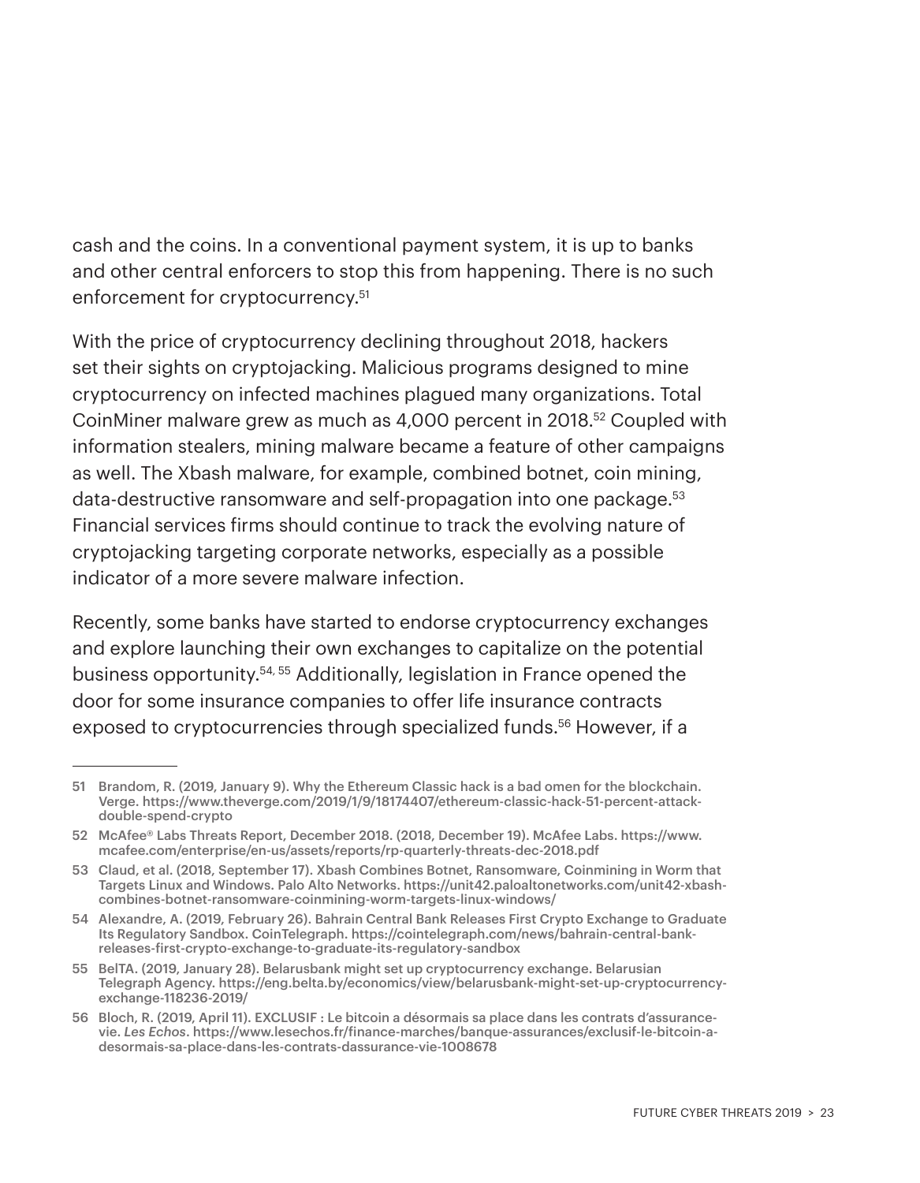cash and the coins. In a conventional payment system, it is up to banks and other central enforcers to stop this from happening. There is no such enforcement for cryptocurrency.[51]

With the price of cryptocurrency declining throughout 2018, hackers set their sights on cryptojacking. Malicious programs designed to mine cryptocurrency on infected machines plagued many organizations. Total CoinMiner malware grew as much as 4,000 percent in 2018.[52] Coupled with information stealers, mining malware became a feature of other campaigns as well. The Xbash malware, for example, combined botnet, coin mining, data-destructive ransomware and self-propagation into one package.[53] Financial services firms should continue to track the evolving nature of cryptojacking targeting corporate networks, especially as a possible indicator of a more severe malware infection.

Recently, some banks have started to endorse cryptocurrency exchanges and explore launching their own exchanges to capitalize on the potential business opportunity.[54, 55] Additionally, legislation in France opened the door for some insurance companies to offer life insurance contracts exposed to cryptocurrencies through specialized funds.[56] However, if a

---

51 Brandom, R. (2019, January 9). Why the Ethereum Classic hack is a bad omen for the blockchain. Verge. https://www.theverge.com/2019/1/9/18174407/ethereum-classic-hack-51-percent-attack-double-spend-crypto

52 McAfee® Labs Threats Report, December 2018. (2018, December 19). McAfee Labs. https://www.mcafee.com/enterprise/en-us/assets/reports/rp-quarterly-threats-dec-2018.pdf

53 Claud, et al. (2018, September 17). Xbash Combines Botnet, Ransomware, Coinmining in Worm that Targets Linux and Windows. Palo Alto Networks. https://unit42.paloaltonetworks.com/unit42-xbash-combines-botnet-ransomware-coinmining-worm-targets-linux-windows/

54 Alexandre, A. (2019, February 26). Bahrain Central Bank Releases First Crypto Exchange to Graduate Its Regulatory Sandbox. CoinTelegraph. https://cointelegraph.com/news/bahrain-central-bank-releases-first-crypto-exchange-to-graduate-its-regulatory-sandbox

55 BelTA. (2019, January 28). Belarusbank might set up cryptocurrency exchange. Belarusian Telegraph Agency. https://eng.belta.by/economics/view/belarusbank-might-set-up-cryptocurrency-exchange-118236-2019/

56 Bloch, R. (2019, April 11). EXCLUSIF : Le bitcoin a désormais sa place dans les contrats d'assurance-vie. *Les Echos*. https://www.lesechos.fr/finance-marches/banque-assurances/exclusif-le-bitcoin-a-desormais-sa-place-dans-les-contrats-dassurance-vie-1008678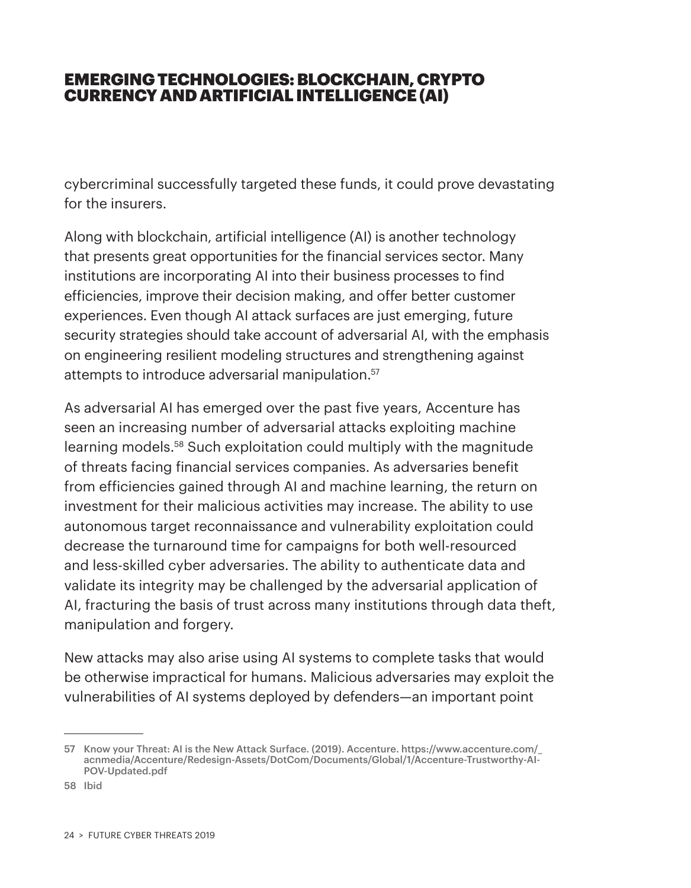## EMERGING TECHNOLOGIES: BLOCKCHAIN, CRYPTO CURRENCY AND ARTIFICIAL INTELLIGENCE (AI)

cybercriminal successfully targeted these funds, it could prove devastating for the insurers.

Along with blockchain, artificial intelligence (AI) is another technology that presents great opportunities for the financial services sector. Many institutions are incorporating AI into their business processes to find efficiencies, improve their decision making, and offer better customer experiences. Even though AI attack surfaces are just emerging, future security strategies should take account of adversarial AI, with the emphasis on engineering resilient modeling structures and strengthening against attempts to introduce adversarial manipulation.[57]

As adversarial AI has emerged over the past five years, Accenture has seen an increasing number of adversarial attacks exploiting machine learning models.[58] Such exploitation could multiply with the magnitude of threats facing financial services companies. As adversaries benefit from efficiencies gained through AI and machine learning, the return on investment for their malicious activities may increase. The ability to use autonomous target reconnaissance and vulnerability exploitation could decrease the turnaround time for campaigns for both well-resourced and less-skilled cyber adversaries. The ability to authenticate data and validate its integrity may be challenged by the adversarial application of AI, fracturing the basis of trust across many institutions through data theft, manipulation and forgery.

New attacks may also arise using AI systems to complete tasks that would be otherwise impractical for humans. Malicious adversaries may exploit the vulnerabilities of AI systems deployed by defenders—an important point

---

57 Know your Threat: AI is the New Attack Surface. (2019). Accenture. https://www.accenture.com/_acnmedia/Accenture/Redesign-Assets/DotCom/Documents/Global/1/Accenture-Trustworthy-AI-POV-Updated.pdf

58 Ibid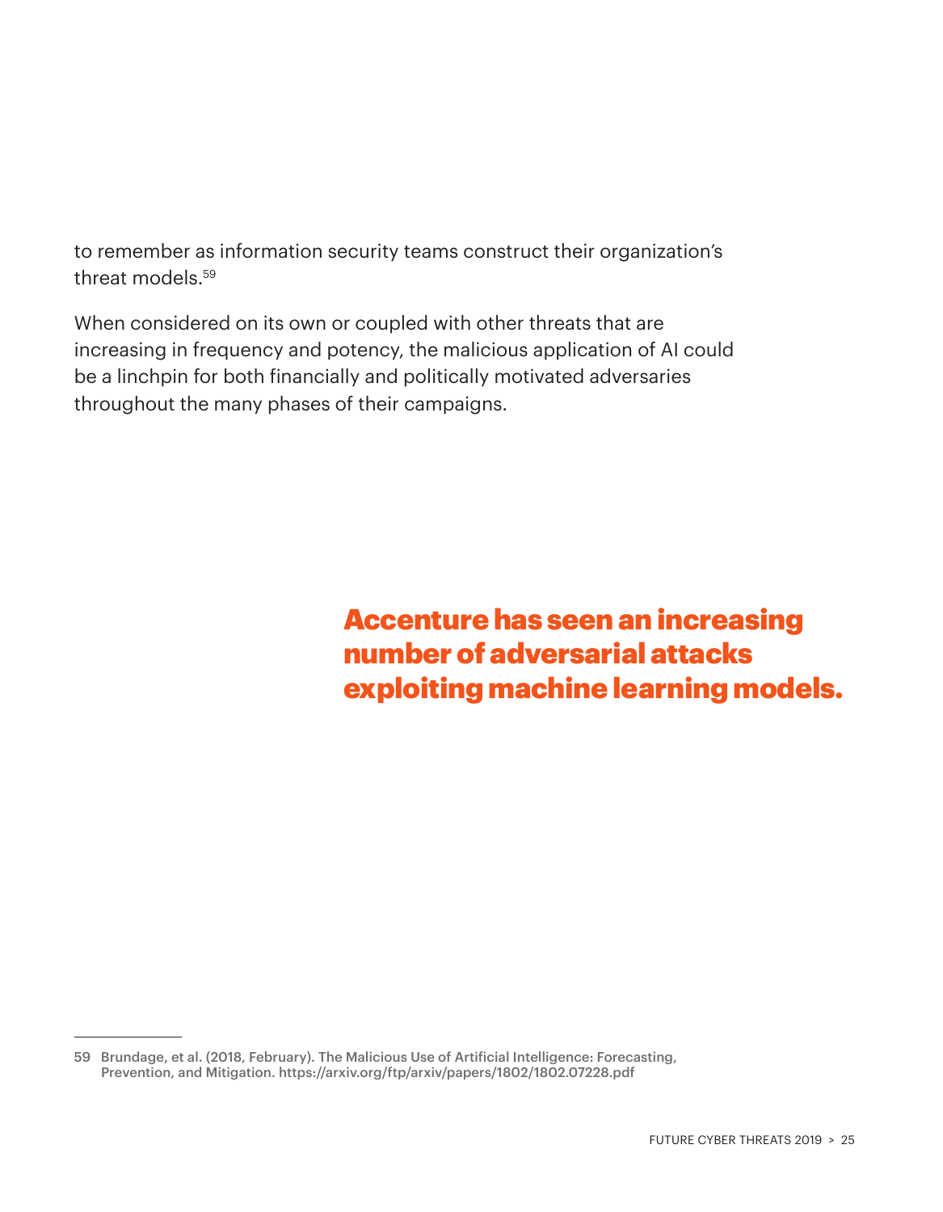to remember as information security teams construct their organization's threat models.[59]

When considered on its own or coupled with other threats that are increasing in frequency and potency, the malicious application of AI could be a linchpin for both financially and politically motivated adversaries throughout the many phases of their campaigns.

**Accenture has seen an increasing number of adversarial attacks exploiting machine learning models.**

---

59 Brundage, et al. (2018, February). The Malicious Use of Artificial Intelligence: Forecasting, Prevention, and Mitigation. https://arxiv.org/ftp/arxiv/papers/1802/1802.07228.pdf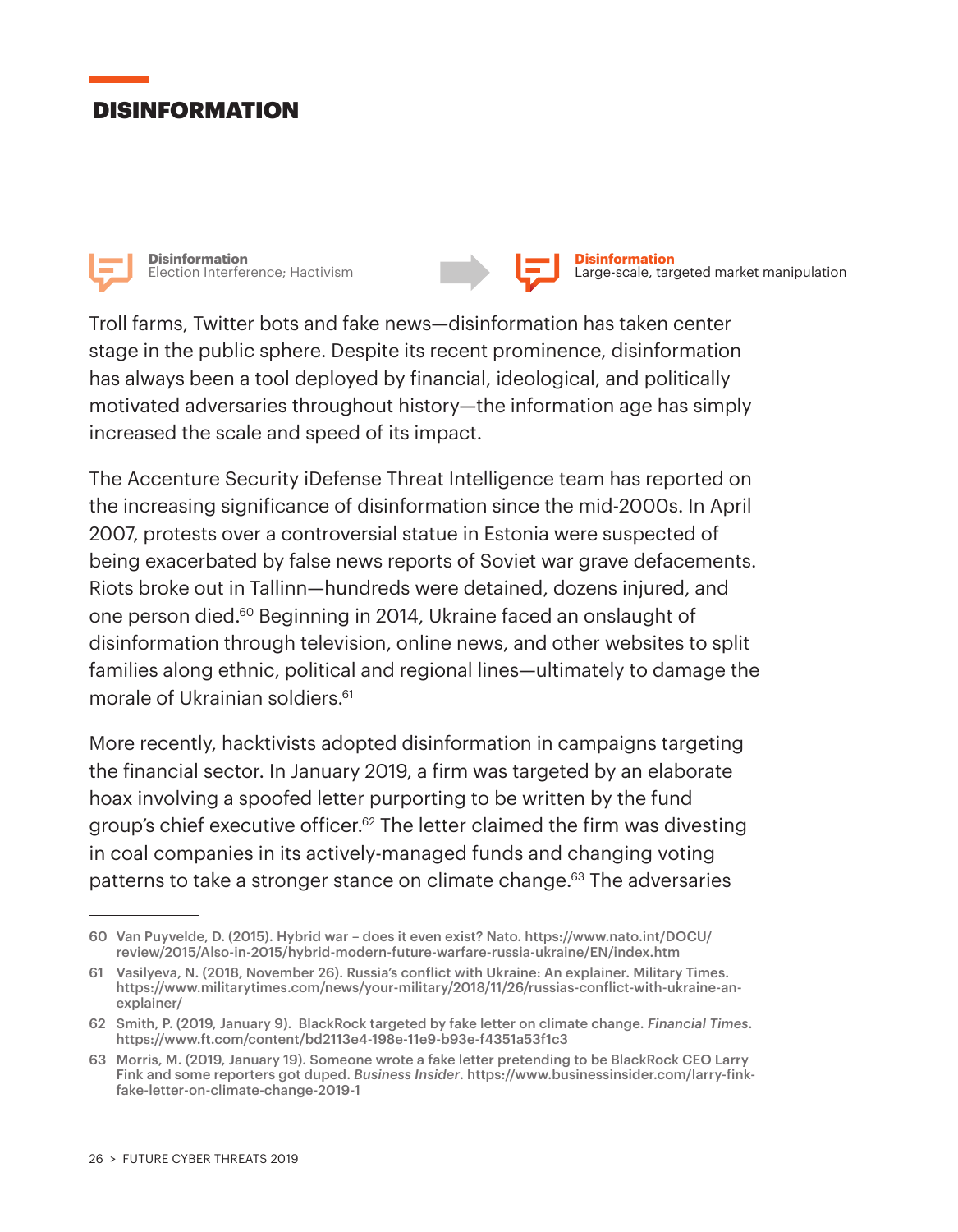# DISINFORMATION

**Disinformation**
Election Interference; Hactivism

→

**Disinformation**
Large-scale, targeted market manipulation

Troll farms, Twitter bots and fake news—disinformation has taken center stage in the public sphere. Despite its recent prominence, disinformation has always been a tool deployed by financial, ideological, and politically motivated adversaries throughout history—the information age has simply increased the scale and speed of its impact.

The Accenture Security iDefense Threat Intelligence team has reported on the increasing significance of disinformation since the mid-2000s. In April 2007, protests over a controversial statue in Estonia were suspected of being exacerbated by false news reports of Soviet war grave defacements. Riots broke out in Tallinn—hundreds were detained, dozens injured, and one person died.[60] Beginning in 2014, Ukraine faced an onslaught of disinformation through television, online news, and other websites to split families along ethnic, political and regional lines—ultimately to damage the morale of Ukrainian soldiers.[61]

More recently, hacktivists adopted disinformation in campaigns targeting the financial sector. In January 2019, a firm was targeted by an elaborate hoax involving a spoofed letter purporting to be written by the fund group's chief executive officer.[62] The letter claimed the firm was divesting in coal companies in its actively-managed funds and changing voting patterns to take a stronger stance on climate change.[63] The adversaries

---

60 Van Puyvelde, D. (2015). Hybrid war – does it even exist? Nato. https://www.nato.int/DOCU/review/2015/Also-in-2015/hybrid-modern-future-warfare-russia-ukraine/EN/index.htm

61 Vasilyeva, N. (2018, November 26). Russia's conflict with Ukraine: An explainer. Military Times. https://www.militarytimes.com/news/your-military/2018/11/26/russias-conflict-with-ukraine-an-explainer/

62 Smith, P. (2019, January 9). BlackRock targeted by fake letter on climate change. *Financial Times*. https://www.ft.com/content/bd2113e4-198e-11e9-b93e-f4351a53f1c3

63 Morris, M. (2019, January 19). Someone wrote a fake letter pretending to be BlackRock CEO Larry Fink and some reporters got duped. *Business Insider*. https://www.businessinsider.com/larry-fink-fake-letter-on-climate-change-2019-1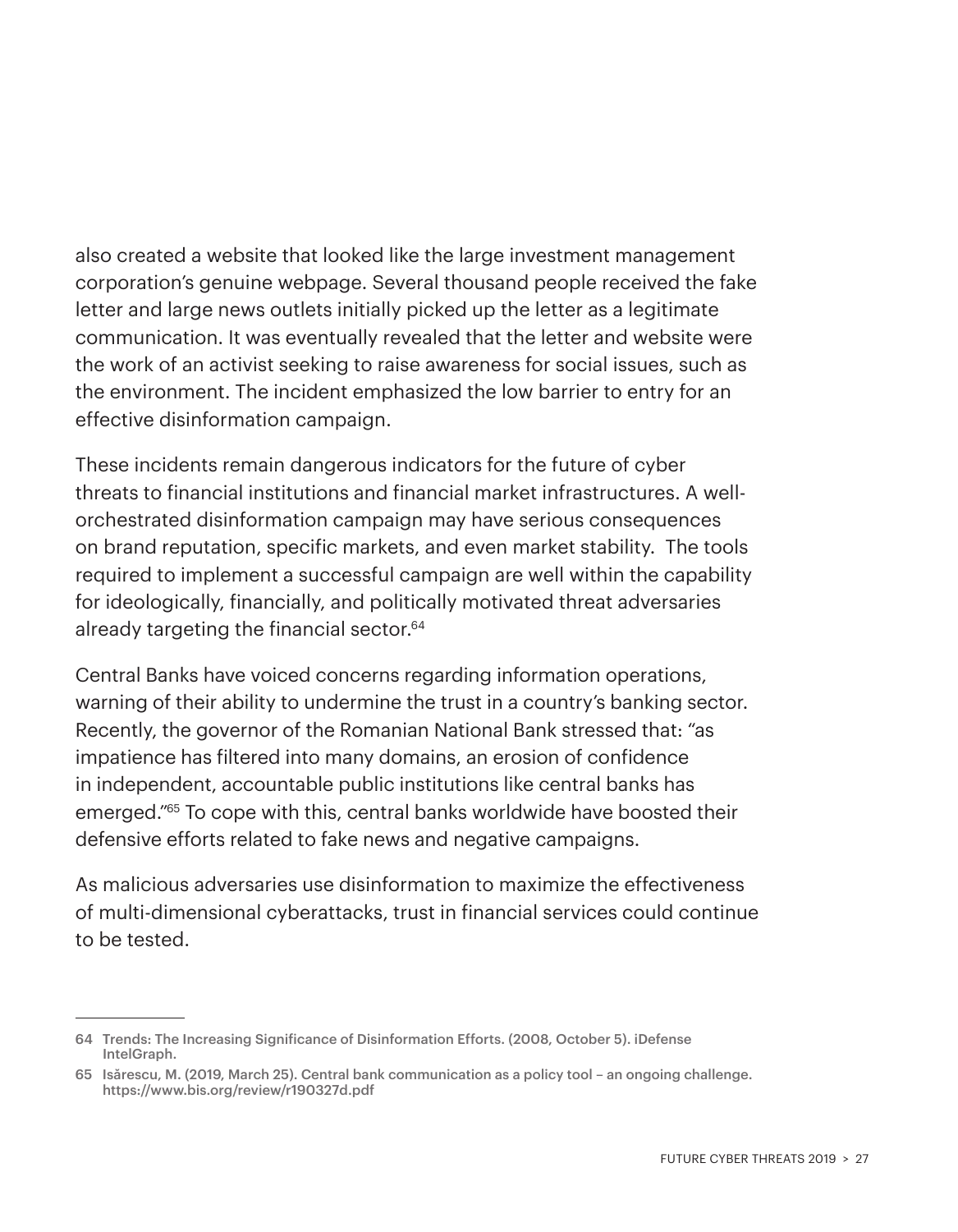also created a website that looked like the large investment management corporation's genuine webpage. Several thousand people received the fake letter and large news outlets initially picked up the letter as a legitimate communication. It was eventually revealed that the letter and website were the work of an activist seeking to raise awareness for social issues, such as the environment. The incident emphasized the low barrier to entry for an effective disinformation campaign.

These incidents remain dangerous indicators for the future of cyber threats to financial institutions and financial market infrastructures. A well-orchestrated disinformation campaign may have serious consequences on brand reputation, specific markets, and even market stability. The tools required to implement a successful campaign are well within the capability for ideologically, financially, and politically motivated threat adversaries already targeting the financial sector.[64]

Central Banks have voiced concerns regarding information operations, warning of their ability to undermine the trust in a country's banking sector. Recently, the governor of the Romanian National Bank stressed that: "as impatience has filtered into many domains, an erosion of confidence in independent, accountable public institutions like central banks has emerged."[65] To cope with this, central banks worldwide have boosted their defensive efforts related to fake news and negative campaigns.

As malicious adversaries use disinformation to maximize the effectiveness of multi-dimensional cyberattacks, trust in financial services could continue to be tested.

---

64 Trends: The Increasing Significance of Disinformation Efforts. (2008, October 5). iDefense IntelGraph.

65 Isărescu, M. (2019, March 25). Central bank communication as a policy tool – an ongoing challenge. https://www.bis.org/review/r190327d.pdf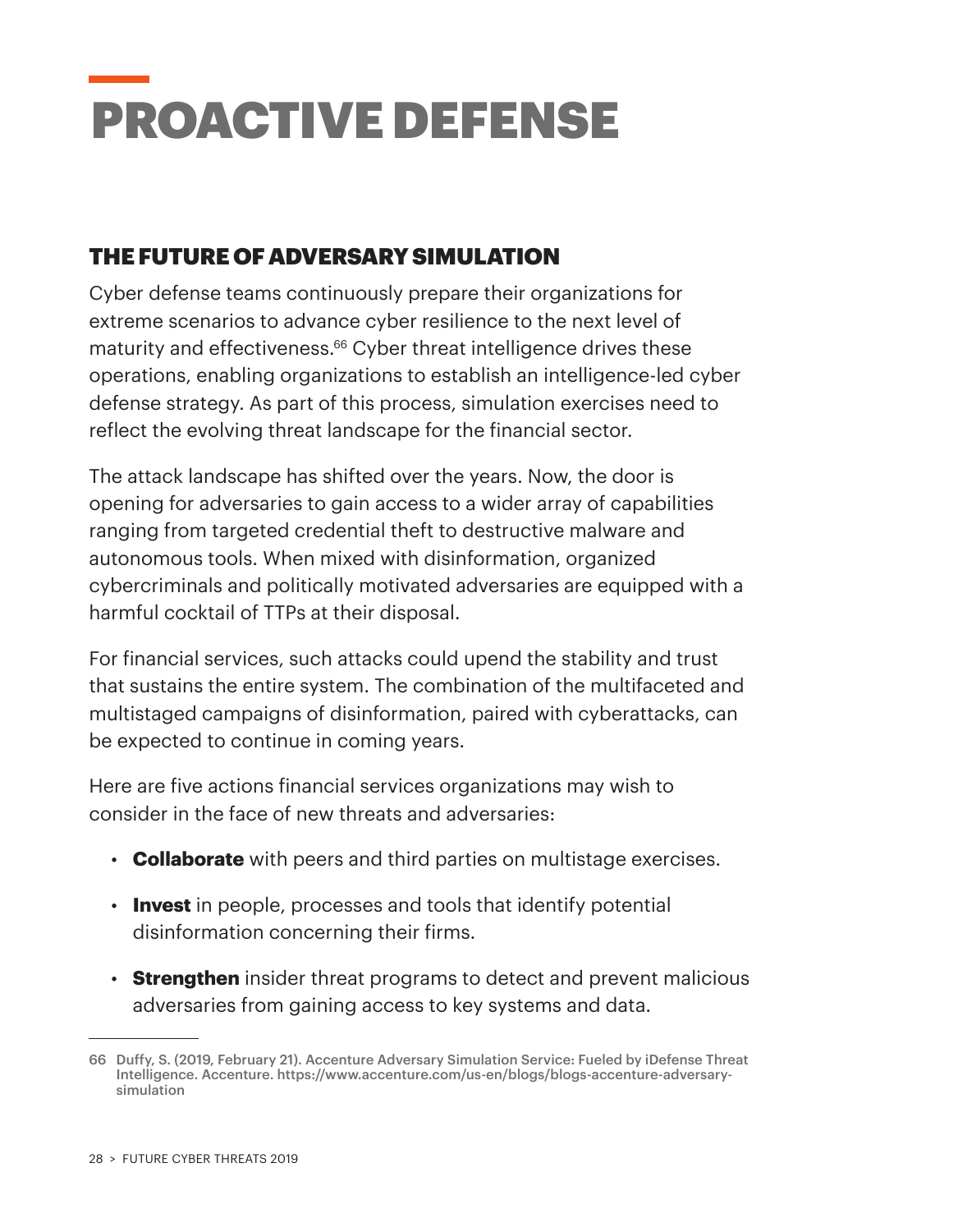# PROACTIVE DEFENSE

## THE FUTURE OF ADVERSARY SIMULATION

Cyber defense teams continuously prepare their organizations for extreme scenarios to advance cyber resilience to the next level of maturity and effectiveness.[66] Cyber threat intelligence drives these operations, enabling organizations to establish an intelligence-led cyber defense strategy. As part of this process, simulation exercises need to reflect the evolving threat landscape for the financial sector.

The attack landscape has shifted over the years. Now, the door is opening for adversaries to gain access to a wider array of capabilities ranging from targeted credential theft to destructive malware and autonomous tools. When mixed with disinformation, organized cybercriminals and politically motivated adversaries are equipped with a harmful cocktail of TTPs at their disposal.

For financial services, such attacks could upend the stability and trust that sustains the entire system. The combination of the multifaceted and multistaged campaigns of disinformation, paired with cyberattacks, can be expected to continue in coming years.

Here are five actions financial services organizations may wish to consider in the face of new threats and adversaries:

- **Collaborate** with peers and third parties on multistage exercises.
- **Invest** in people, processes and tools that identify potential disinformation concerning their firms.
- **Strengthen** insider threat programs to detect and prevent malicious adversaries from gaining access to key systems and data.

---

66 Duffy, S. (2019, February 21). Accenture Adversary Simulation Service: Fueled by iDefense Threat Intelligence. Accenture. https://www.accenture.com/us-en/blogs/blogs-accenture-adversary-simulation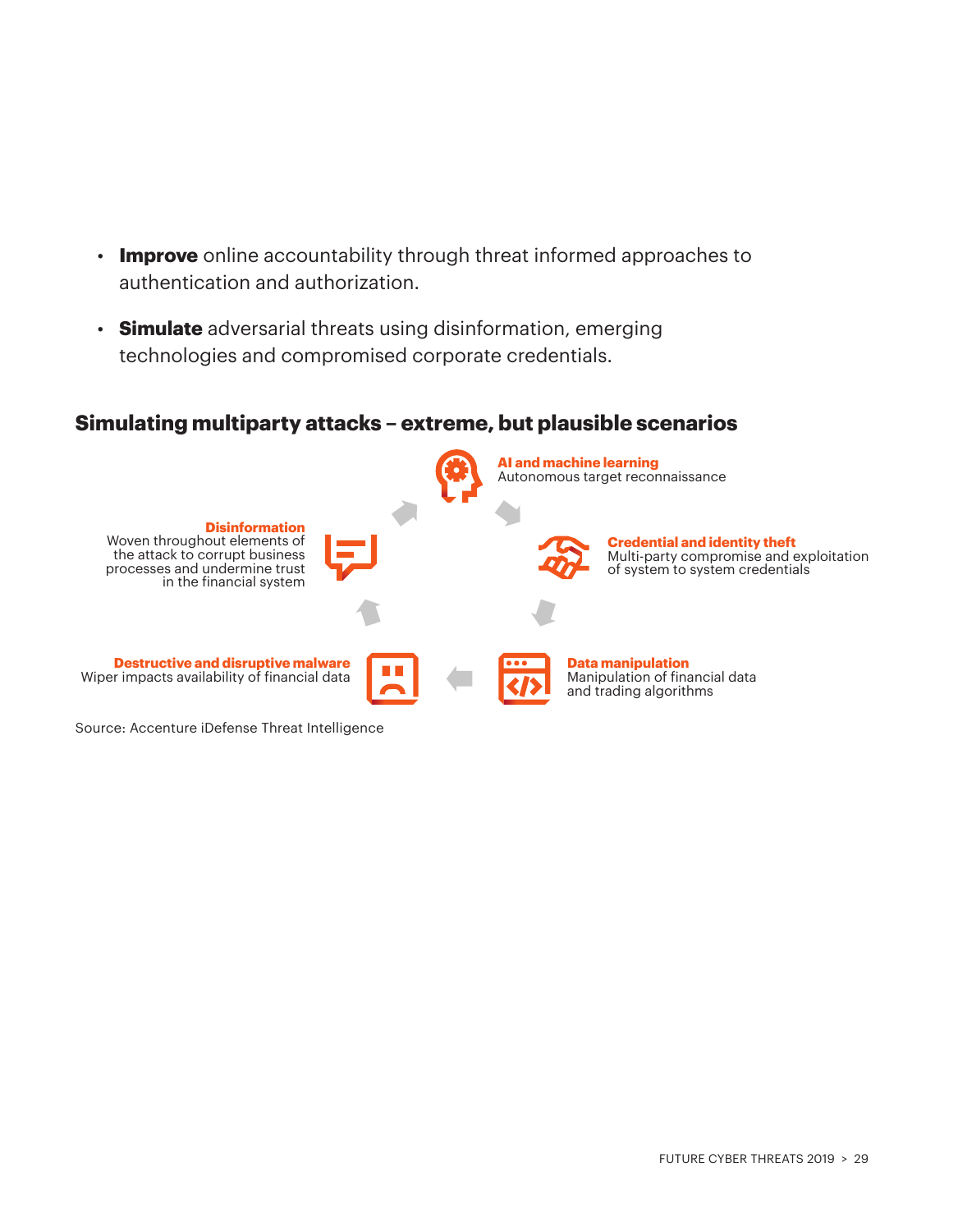- **Improve** online accountability through threat informed approaches to authentication and authorization.
- **Simulate** adversarial threats using disinformation, emerging technologies and compromised corporate credentials.

## Simulating multiparty attacks – extreme, but plausible scenarios

**AI and machine learning**
Autonomous target reconnaissance

**Credential and identity theft**
Multi-party compromise and exploitation of system to system credentials

**Data manipulation**
Manipulation of financial data and trading algorithms

**Destructive and disruptive malware**
Wiper impacts availability of financial data

**Disinformation**
Woven throughout elements of the attack to corrupt business processes and undermine trust in the financial system

Source: Accenture iDefense Threat Intelligence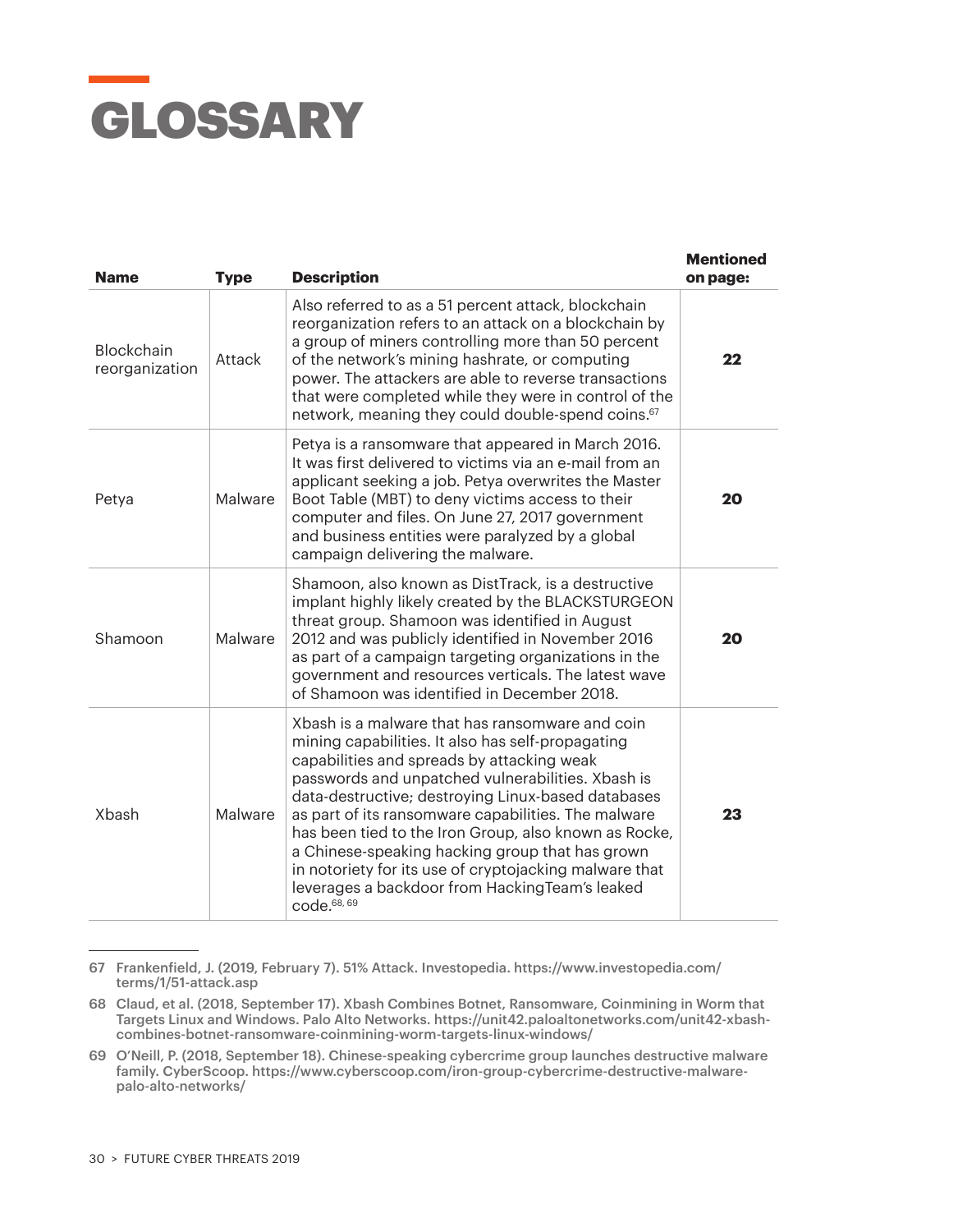# GLOSSARY

| Name | Type | Description | Mentioned on page: |
|---|---|---|---|
| Blockchain reorganization | Attack | Also referred to as a 51 percent attack, blockchain reorganization refers to an attack on a blockchain by a group of miners controlling more than 50 percent of the network's mining hashrate, or computing power. The attackers are able to reverse transactions that were completed while they were in control of the network, meaning they could double-spend coins.[67] | **22** |
| Petya | Malware | Petya is a ransomware that appeared in March 2016. It was first delivered to victims via an e-mail from an applicant seeking a job. Petya overwrites the Master Boot Table (MBT) to deny victims access to their computer and files. On June 27, 2017 government and business entities were paralyzed by a global campaign delivering the malware. | **20** |
| Shamoon | Malware | Shamoon, also known as DistTrack, is a destructive implant highly likely created by the BLACKSTURGEON threat group. Shamoon was identified in August 2012 and was publicly identified in November 2016 as part of a campaign targeting organizations in the government and resources verticals. The latest wave of Shamoon was identified in December 2018. | **20** |
| Xbash | Malware | Xbash is a malware that has ransomware and coin mining capabilities. It also has self-propagating capabilities and spreads by attacking weak passwords and unpatched vulnerabilities. Xbash is data-destructive; destroying Linux-based databases as part of its ransomware capabilities. The malware has been tied to the Iron Group, also known as Rocke, a Chinese-speaking hacking group that has grown in notoriety for its use of cryptojacking malware that leverages a backdoor from HackingTeam's leaked code.[68, 69] | **23** |

67 Frankenfield, J. (2019, February 7). 51% Attack. Investopedia. https://www.investopedia.com/terms/1/51-attack.asp

68 Claud, et al. (2018, September 17). Xbash Combines Botnet, Ransomware, Coinmining in Worm that Targets Linux and Windows. Palo Alto Networks. https://unit42.paloaltonetworks.com/unit42-xbash-combines-botnet-ransomware-coinmining-worm-targets-linux-windows/

69 O'Neill, P. (2018, September 18). Chinese-speaking cybercrime group launches destructive malware family. CyberScoop. https://www.cyberscoop.com/iron-group-cybercrime-destructive-malware-palo-alto-networks/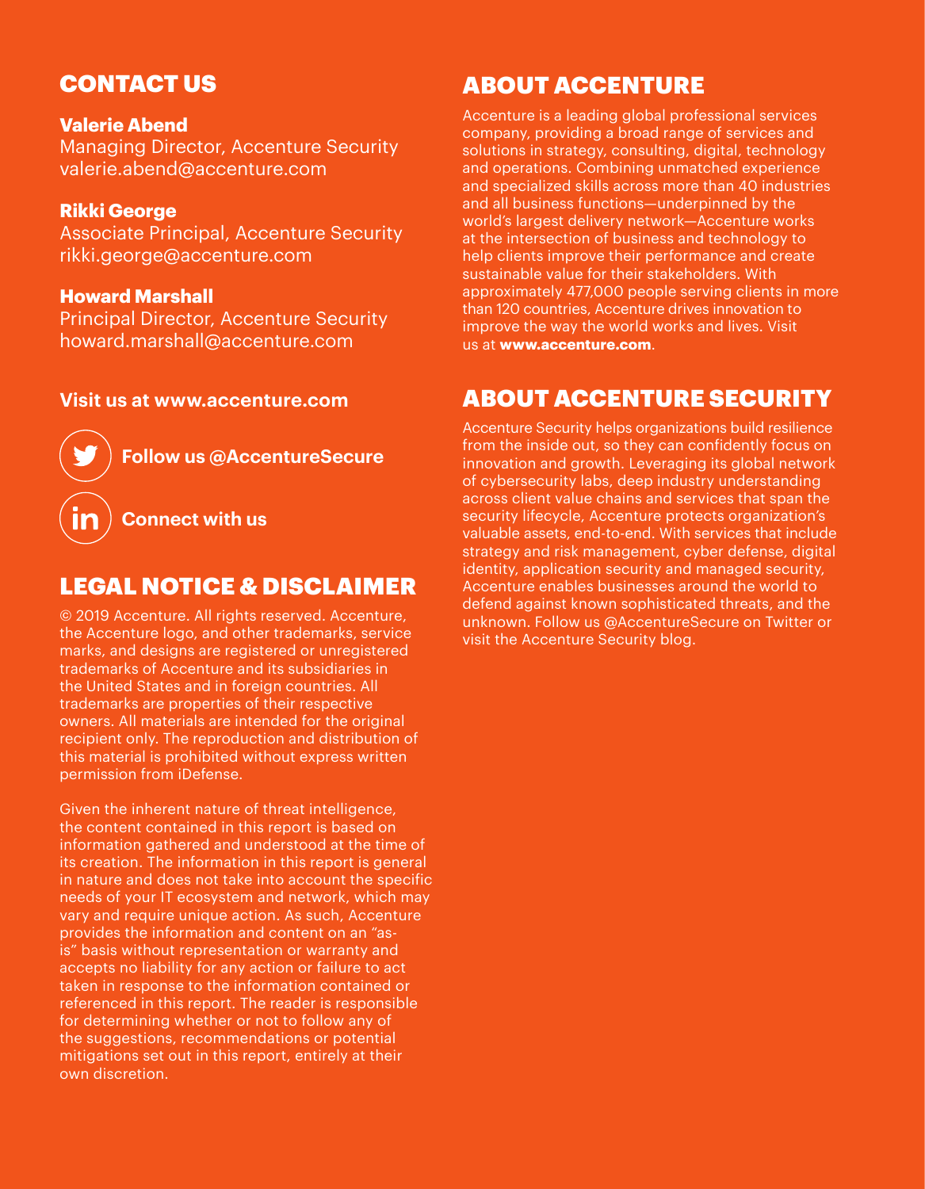## CONTACT US

**Valerie Abend**
Managing Director, Accenture Security
valerie.abend@accenture.com

**Rikki George**
Associate Principal, Accenture Security
rikki.george@accenture.com

**Howard Marshall**
Principal Director, Accenture Security
howard.marshall@accenture.com

**Visit us at www.accenture.com**

**Follow us @AccentureSecure**

**Connect with us**

## LEGAL NOTICE & DISCLAIMER

© 2019 Accenture. All rights reserved. Accenture, the Accenture logo, and other trademarks, service marks, and designs are registered or unregistered trademarks of Accenture and its subsidiaries in the United States and in foreign countries. All trademarks are properties of their respective owners. All materials are intended for the original recipient only. The reproduction and distribution of this material is prohibited without express written permission from iDefense.

Given the inherent nature of threat intelligence, the content contained in this report is based on information gathered and understood at the time of its creation. The information in this report is general in nature and does not take into account the specific needs of your IT ecosystem and network, which may vary and require unique action. As such, Accenture provides the information and content on an "as-is" basis without representation or warranty and accepts no liability for any action or failure to act taken in response to the information contained or referenced in this report. The reader is responsible for determining whether or not to follow any of the suggestions, recommendations or potential mitigations set out in this report, entirely at their own discretion.

## ABOUT ACCENTURE

Accenture is a leading global professional services company, providing a broad range of services and solutions in strategy, consulting, digital, technology and operations. Combining unmatched experience and specialized skills across more than 40 industries and all business functions—underpinned by the world's largest delivery network—Accenture works at the intersection of business and technology to help clients improve their performance and create sustainable value for their stakeholders. With approximately 477,000 people serving clients in more than 120 countries, Accenture drives innovation to improve the way the world works and lives. Visit us at **www.accenture.com**.

## ABOUT ACCENTURE SECURITY

Accenture Security helps organizations build resilience from the inside out, so they can confidently focus on innovation and growth. Leveraging its global network of cybersecurity labs, deep industry understanding across client value chains and services that span the security lifecycle, Accenture protects organization's valuable assets, end-to-end. With services that include strategy and risk management, cyber defense, digital identity, application security and managed security, Accenture enables businesses around the world to defend against known sophisticated threats, and the unknown. Follow us @AccentureSecure on Twitter or visit the Accenture Security blog.